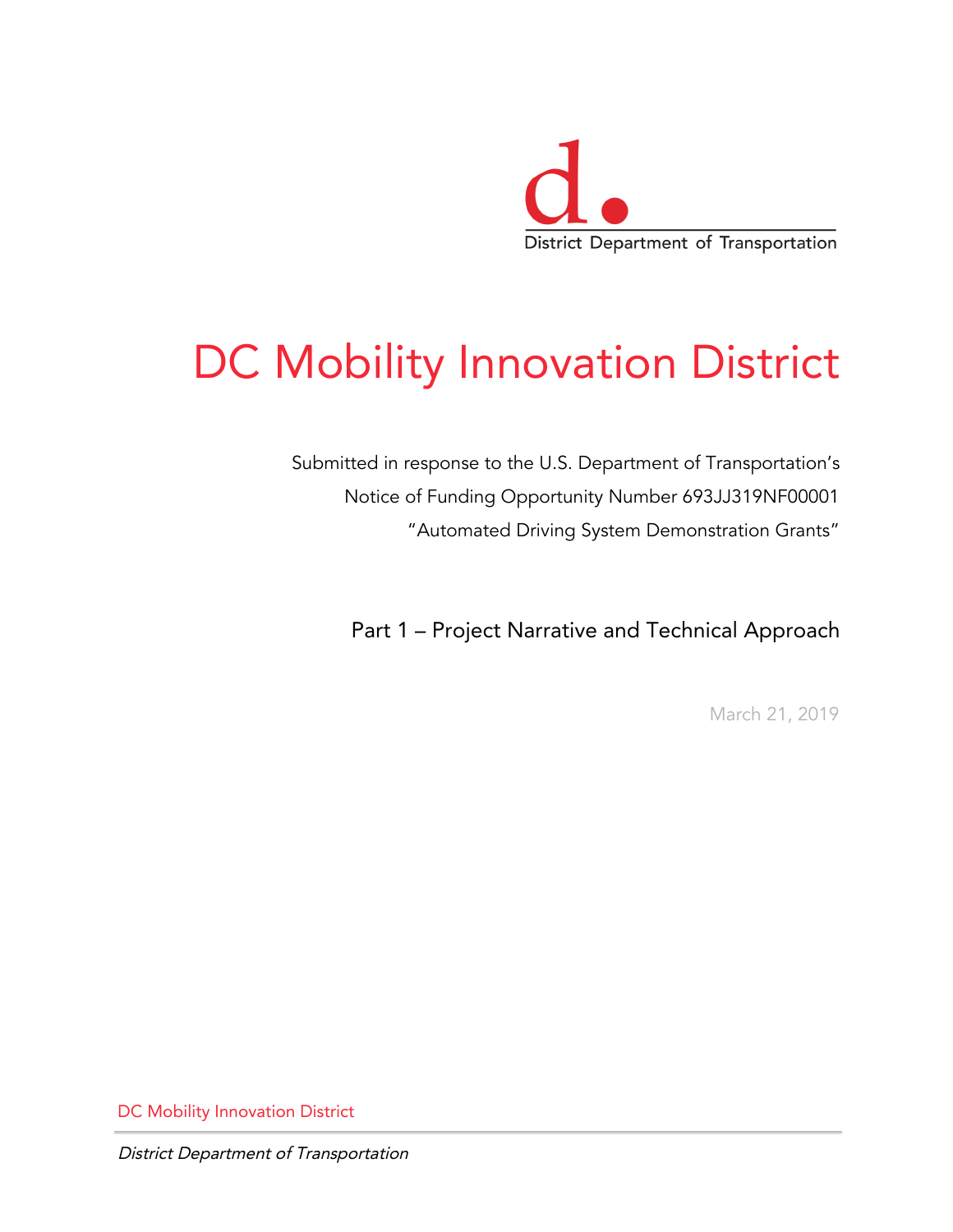District Department of Transportation

# DC Mobility Innovation District

Submitted in response to the U.S. Department of Transportation's
Notice of Funding Opportunity Number 693JJ319NF00001
"Automated Driving System Demonstration Grants"

## Part 1 – Project Narrative and Technical Approach

March 21, 2019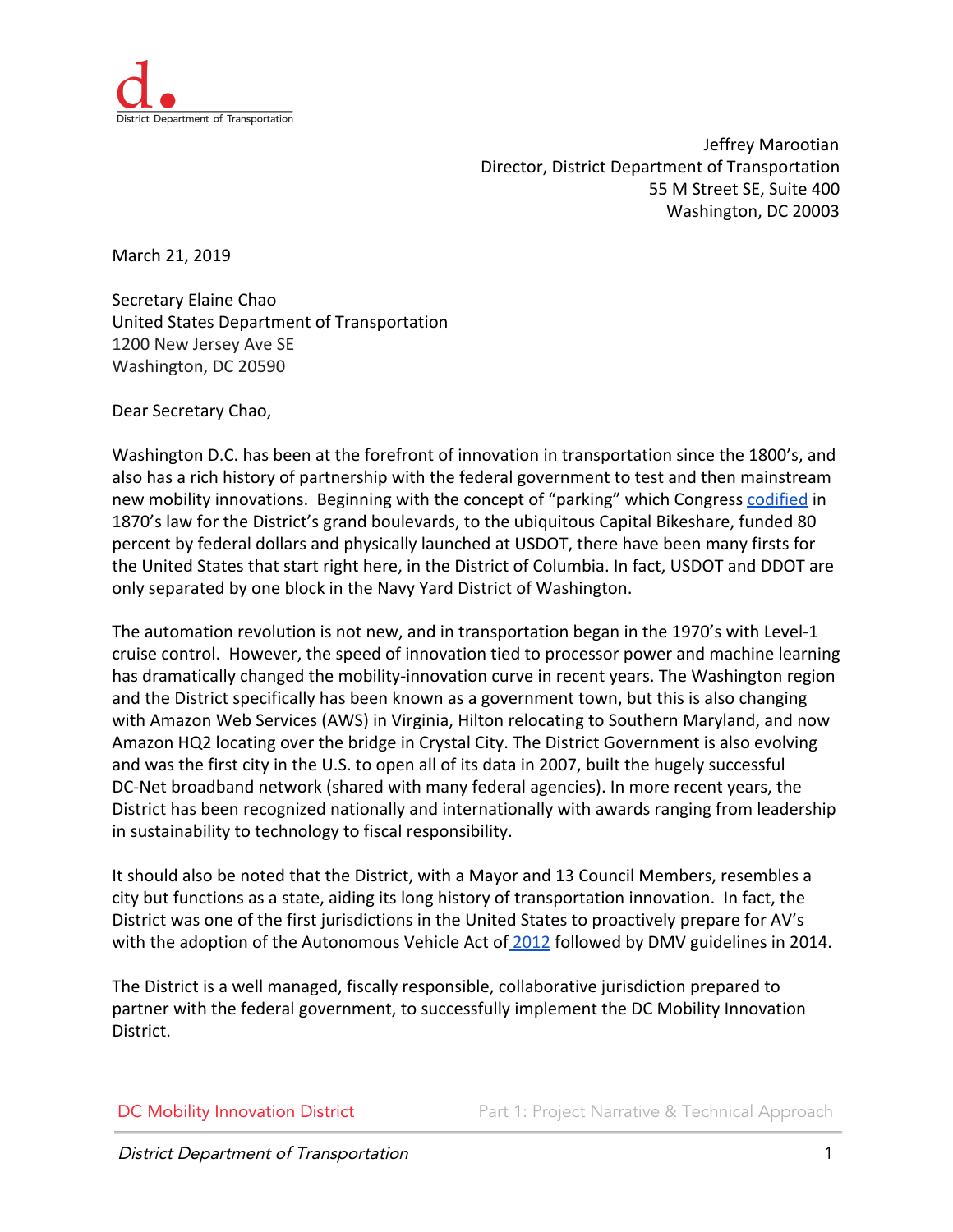Jeffrey Marootian
Director, District Department of Transportation
55 M Street SE, Suite 400
Washington, DC 20003

March 21, 2019

Secretary Elaine Chao
United States Department of Transportation
1200 New Jersey Ave SE
Washington, DC 20590

Dear Secretary Chao,

Washington D.C. has been at the forefront of innovation in transportation since the 1800's, and also has a rich history of partnership with the federal government to test and then mainstream new mobility innovations. Beginning with the concept of "parking" which Congress codified in 1870's law for the District's grand boulevards, to the ubiquitous Capital Bikeshare, funded 80 percent by federal dollars and physically launched at USDOT, there have been many firsts for the United States that start right here, in the District of Columbia. In fact, USDOT and DDOT are only separated by one block in the Navy Yard District of Washington.

The automation revolution is not new, and in transportation began in the 1970's with Level-1 cruise control. However, the speed of innovation tied to processor power and machine learning has dramatically changed the mobility-innovation curve in recent years. The Washington region and the District specifically has been known as a government town, but this is also changing with Amazon Web Services (AWS) in Virginia, Hilton relocating to Southern Maryland, and now Amazon HQ2 locating over the bridge in Crystal City. The District Government is also evolving and was the first city in the U.S. to open all of its data in 2007, built the hugely successful DC-Net broadband network (shared with many federal agencies). In more recent years, the District has been recognized nationally and internationally with awards ranging from leadership in sustainability to technology to fiscal responsibility.

It should also be noted that the District, with a Mayor and 13 Council Members, resembles a city but functions as a state, aiding its long history of transportation innovation. In fact, the District was one of the first jurisdictions in the United States to proactively prepare for AV's with the adoption of the Autonomous Vehicle Act of 2012 followed by DMV guidelines in 2014.

The District is a well managed, fiscally responsible, collaborative jurisdiction prepared to partner with the federal government, to successfully implement the DC Mobility Innovation District.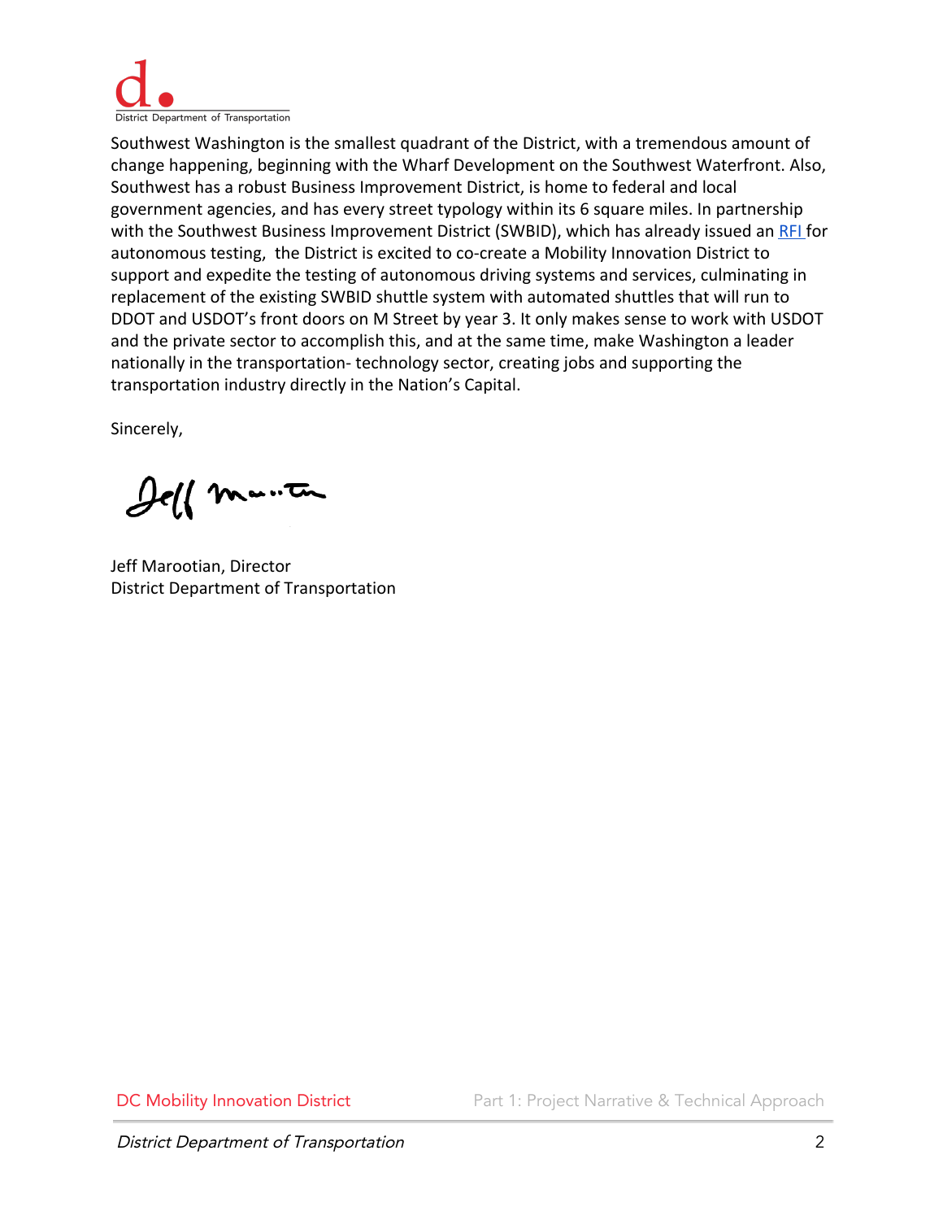Southwest Washington is the smallest quadrant of the District, with a tremendous amount of change happening, beginning with the Wharf Development on the Southwest Waterfront. Also, Southwest has a robust Business Improvement District, is home to federal and local government agencies, and has every street typology within its 6 square miles. In partnership with the Southwest Business Improvement District (SWBID), which has already issued an RFI for autonomous testing, the District is excited to co-create a Mobility Innovation District to support and expedite the testing of autonomous driving systems and services, culminating in replacement of the existing SWBID shuttle system with automated shuttles that will run to DDOT and USDOT's front doors on M Street by year 3. It only makes sense to work with USDOT and the private sector to accomplish this, and at the same time, make Washington a leader nationally in the transportation- technology sector, creating jobs and supporting the transportation industry directly in the Nation's Capital.

Sincerely,

Jeff Marootian, Director
District Department of Transportation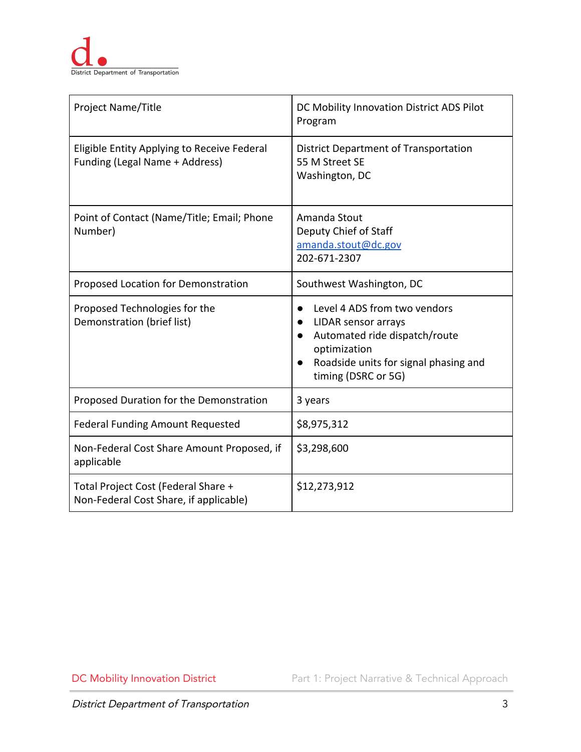| Project Name/Title | DC Mobility Innovation District ADS Pilot Program |
|---|---|
| Eligible Entity Applying to Receive Federal Funding (Legal Name + Address) | District Department of Transportation<br>55 M Street SE<br>Washington, DC |
| Point of Contact (Name/Title; Email; Phone Number) | Amanda Stout<br>Deputy Chief of Staff<br>amanda.stout@dc.gov<br>202-671-2307 |
| Proposed Location for Demonstration | Southwest Washington, DC |
| Proposed Technologies for the Demonstration (brief list) | • Level 4 ADS from two vendors<br>• LIDAR sensor arrays<br>• Automated ride dispatch/route optimization<br>• Roadside units for signal phasing and timing (DSRC or 5G) |
| Proposed Duration for the Demonstration | 3 years |
| Federal Funding Amount Requested | $8,975,312 |
| Non-Federal Cost Share Amount Proposed, if applicable | $3,298,600 |
| Total Project Cost (Federal Share + Non-Federal Cost Share, if applicable) | $12,273,912 |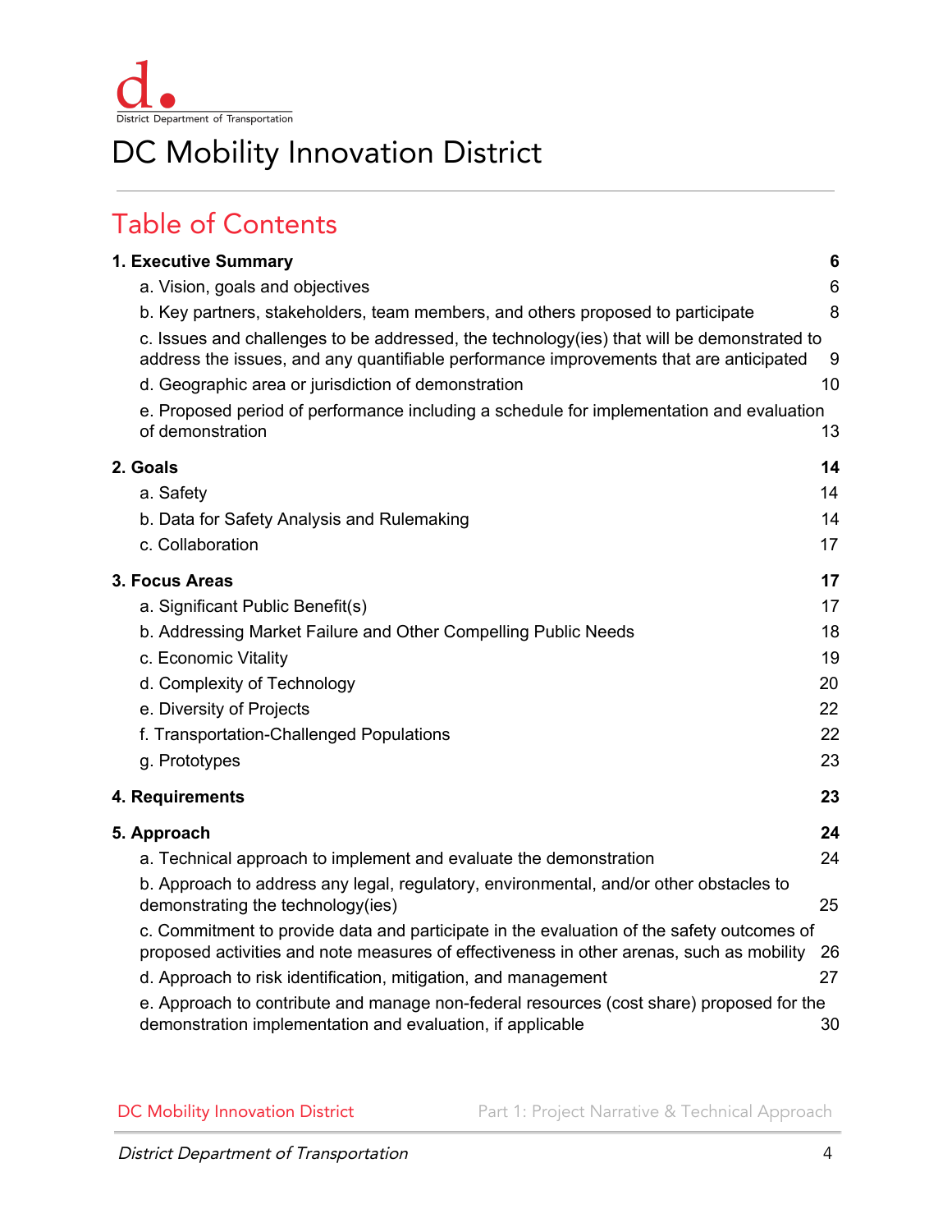District Department of Transportation

# DC Mobility Innovation District

## Table of Contents

| | |
|---|---|
| **1. Executive Summary** | **6** |
| a. Vision, goals and objectives | 6 |
| b. Key partners, stakeholders, team members, and others proposed to participate | 8 |
| c. Issues and challenges to be addressed, the technology(ies) that will be demonstrated to address the issues, and any quantifiable performance improvements that are anticipated | 9 |
| d. Geographic area or jurisdiction of demonstration | 10 |
| e. Proposed period of performance including a schedule for implementation and evaluation of demonstration | 13 |
| **2. Goals** | **14** |
| a. Safety | 14 |
| b. Data for Safety Analysis and Rulemaking | 14 |
| c. Collaboration | 17 |
| **3. Focus Areas** | **17** |
| a. Significant Public Benefit(s) | 17 |
| b. Addressing Market Failure and Other Compelling Public Needs | 18 |
| c. Economic Vitality | 19 |
| d. Complexity of Technology | 20 |
| e. Diversity of Projects | 22 |
| f. Transportation-Challenged Populations | 22 |
| g. Prototypes | 23 |
| **4. Requirements** | **23** |
| **5. Approach** | **24** |
| a. Technical approach to implement and evaluate the demonstration | 24 |
| b. Approach to address any legal, regulatory, environmental, and/or other obstacles to demonstrating the technology(ies) | 25 |
| c. Commitment to provide data and participate in the evaluation of the safety outcomes of proposed activities and note measures of effectiveness in other arenas, such as mobility | 26 |
| d. Approach to risk identification, mitigation, and management | 27 |
| e. Approach to contribute and manage non-federal resources (cost share) proposed for the demonstration implementation and evaluation, if applicable | 30 |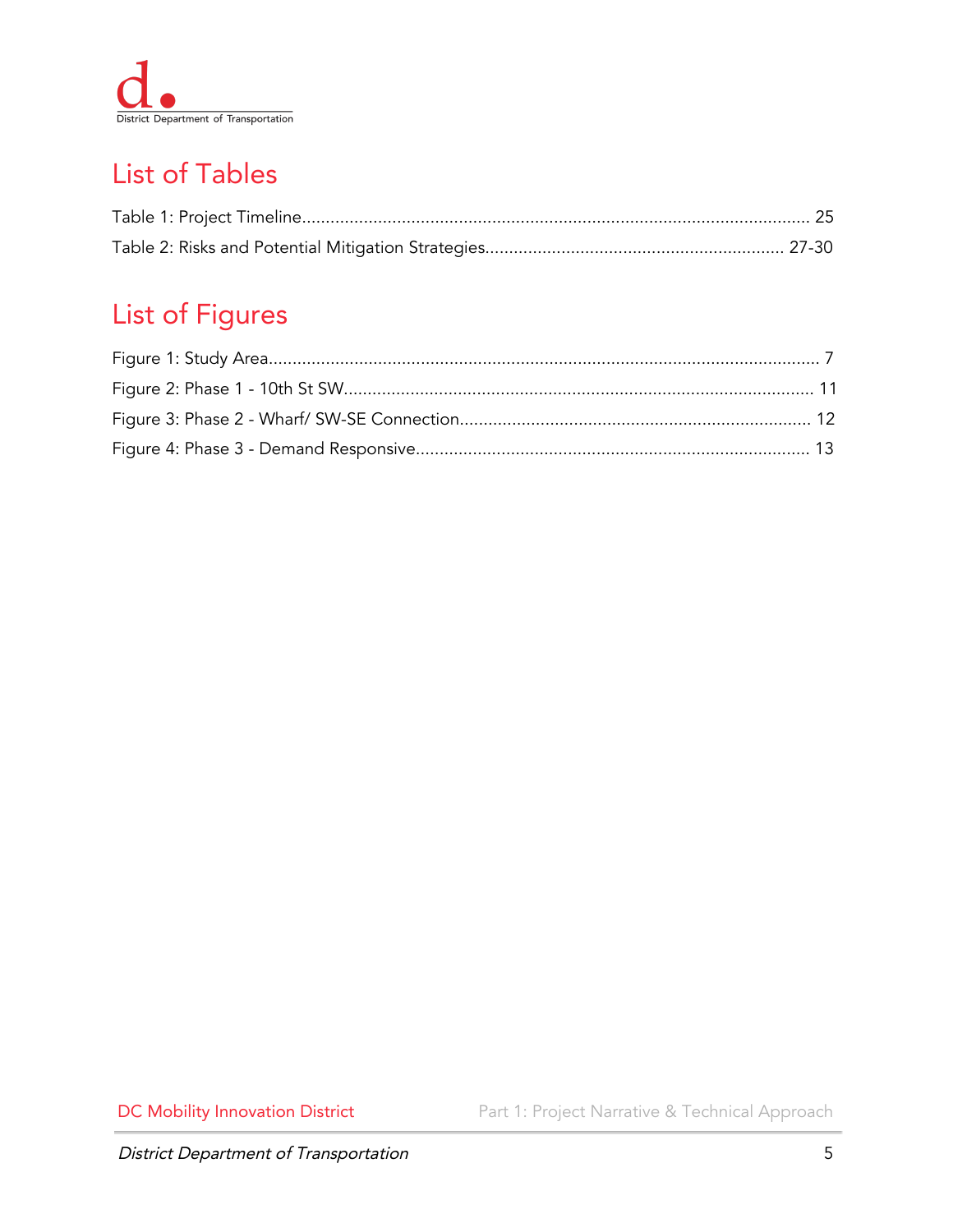## List of Tables

Table 1: Project Timeline........................................................................................................ 25

Table 2: Risks and Potential Mitigation Strategies............................................................ 27-30

## List of Figures

Figure 1: Study Area................................................................................................................ 7

Figure 2: Phase 1 - 10th St SW............................................................................................... 11

Figure 3: Phase 2 - Wharf/ SW-SE Connection...................................................................... 12

Figure 4: Phase 3 - Demand Responsive............................................................................... 13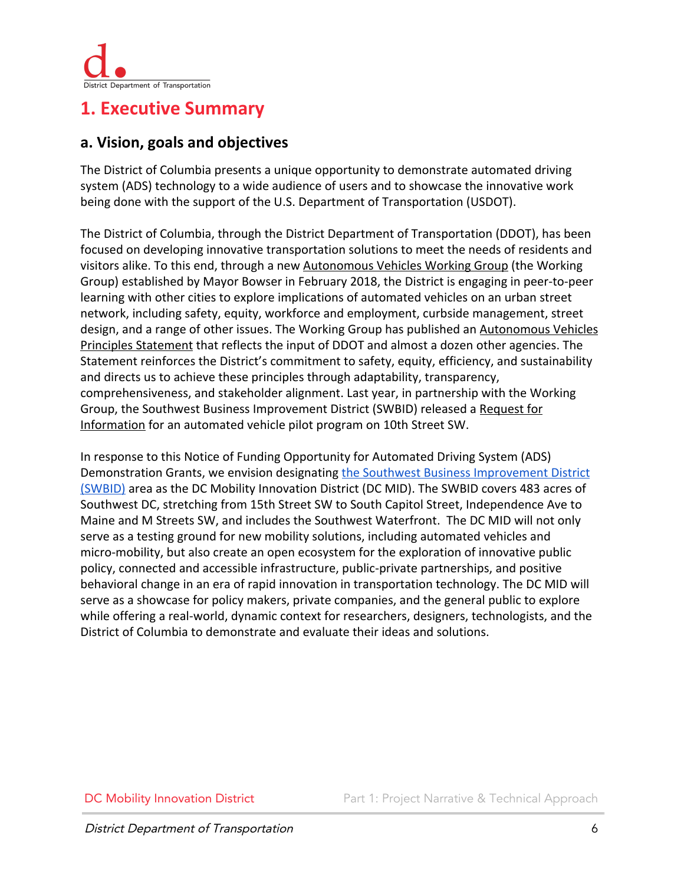# 1. Executive Summary

## a. Vision, goals and objectives

The District of Columbia presents a unique opportunity to demonstrate automated driving system (ADS) technology to a wide audience of users and to showcase the innovative work being done with the support of the U.S. Department of Transportation (USDOT).

The District of Columbia, through the District Department of Transportation (DDOT), has been focused on developing innovative transportation solutions to meet the needs of residents and visitors alike. To this end, through a new Autonomous Vehicles Working Group (the Working Group) established by Mayor Bowser in February 2018, the District is engaging in peer-to-peer learning with other cities to explore implications of automated vehicles on an urban street network, including safety, equity, workforce and employment, curbside management, street design, and a range of other issues. The Working Group has published an Autonomous Vehicles Principles Statement that reflects the input of DDOT and almost a dozen other agencies. The Statement reinforces the District's commitment to safety, equity, efficiency, and sustainability and directs us to achieve these principles through adaptability, transparency, comprehensiveness, and stakeholder alignment. Last year, in partnership with the Working Group, the Southwest Business Improvement District (SWBID) released a Request for Information for an automated vehicle pilot program on 10th Street SW.

In response to this Notice of Funding Opportunity for Automated Driving System (ADS) Demonstration Grants, we envision designating the Southwest Business Improvement District (SWBID) area as the DC Mobility Innovation District (DC MID). The SWBID covers 483 acres of Southwest DC, stretching from 15th Street SW to South Capitol Street, Independence Ave to Maine and M Streets SW, and includes the Southwest Waterfront. The DC MID will not only serve as a testing ground for new mobility solutions, including automated vehicles and micro-mobility, but also create an open ecosystem for the exploration of innovative public policy, connected and accessible infrastructure, public-private partnerships, and positive behavioral change in an era of rapid innovation in transportation technology. The DC MID will serve as a showcase for policy makers, private companies, and the general public to explore while offering a real-world, dynamic context for researchers, designers, technologists, and the District of Columbia to demonstrate and evaluate their ideas and solutions.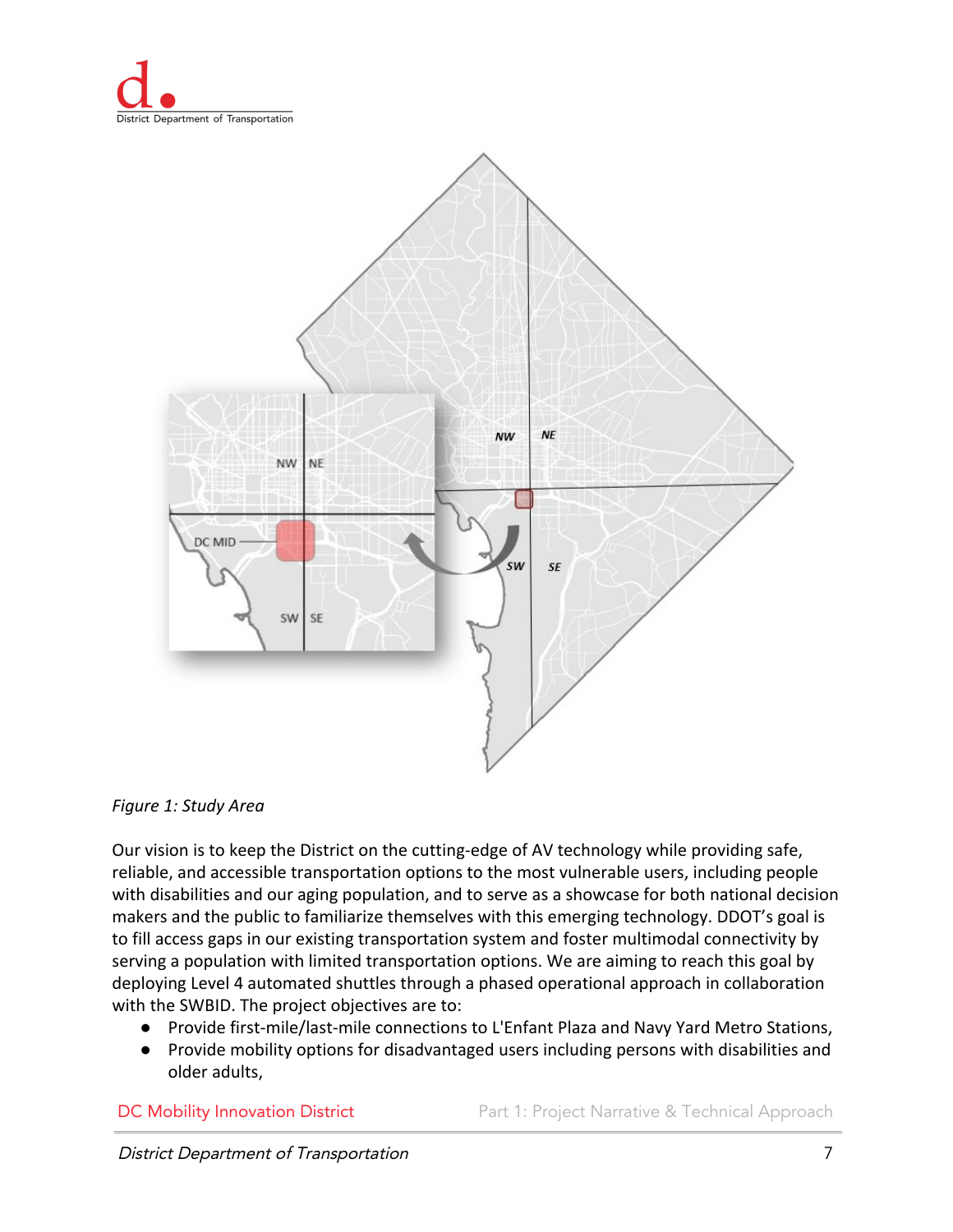*Figure 1: Study Area*

Our vision is to keep the District on the cutting-edge of AV technology while providing safe, reliable, and accessible transportation options to the most vulnerable users, including people with disabilities and our aging population, and to serve as a showcase for both national decision makers and the public to familiarize themselves with this emerging technology. DDOT's goal is to fill access gaps in our existing transportation system and foster multimodal connectivity by serving a population with limited transportation options. We are aiming to reach this goal by deploying Level 4 automated shuttles through a phased operational approach in collaboration with the SWBID. The project objectives are to:

- Provide first-mile/last-mile connections to L'Enfant Plaza and Navy Yard Metro Stations,
- Provide mobility options for disadvantaged users including persons with disabilities and older adults,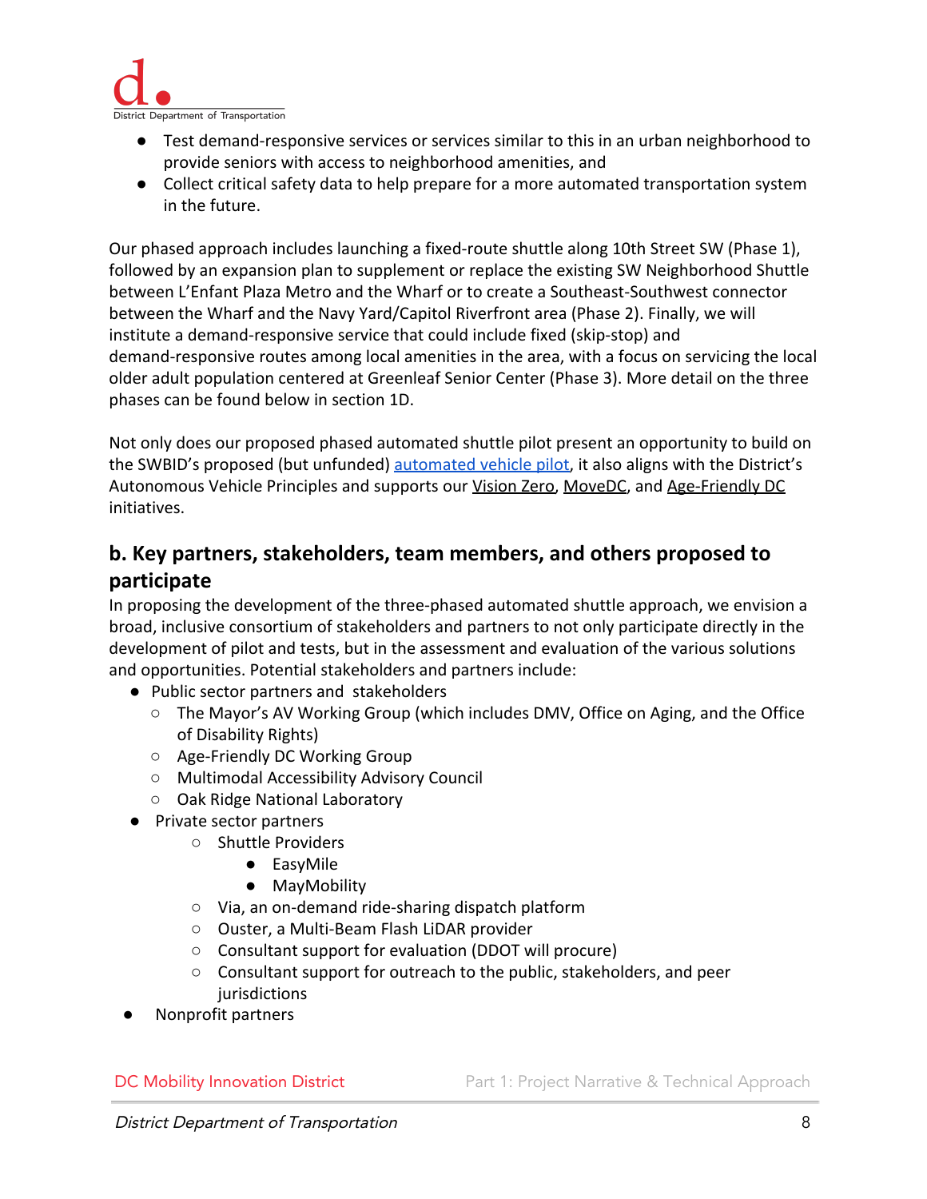- Test demand-responsive services or services similar to this in an urban neighborhood to provide seniors with access to neighborhood amenities, and
- Collect critical safety data to help prepare for a more automated transportation system in the future.

Our phased approach includes launching a fixed-route shuttle along 10th Street SW (Phase 1), followed by an expansion plan to supplement or replace the existing SW Neighborhood Shuttle between L'Enfant Plaza Metro and the Wharf or to create a Southeast-Southwest connector between the Wharf and the Navy Yard/Capitol Riverfront area (Phase 2). Finally, we will institute a demand-responsive service that could include fixed (skip-stop) and demand-responsive routes among local amenities in the area, with a focus on servicing the local older adult population centered at Greenleaf Senior Center (Phase 3). More detail on the three phases can be found below in section 1D.

Not only does our proposed phased automated shuttle pilot present an opportunity to build on the SWBID's proposed (but unfunded) automated vehicle pilot, it also aligns with the District's Autonomous Vehicle Principles and supports our Vision Zero, MoveDC, and Age-Friendly DC initiatives.

## b. Key partners, stakeholders, team members, and others proposed to participate

In proposing the development of the three-phased automated shuttle approach, we envision a broad, inclusive consortium of stakeholders and partners to not only participate directly in the development of pilot and tests, but in the assessment and evaluation of the various solutions and opportunities. Potential stakeholders and partners include:

- Public sector partners and stakeholders
  - The Mayor's AV Working Group (which includes DMV, Office on Aging, and the Office of Disability Rights)
  - Age-Friendly DC Working Group
  - Multimodal Accessibility Advisory Council
  - Oak Ridge National Laboratory
- Private sector partners
  - Shuttle Providers
    - EasyMile
    - MayMobility
  - Via, an on-demand ride-sharing dispatch platform
  - Ouster, a Multi-Beam Flash LiDAR provider
  - Consultant support for evaluation (DDOT will procure)
  - Consultant support for outreach to the public, stakeholders, and peer jurisdictions
- Nonprofit partners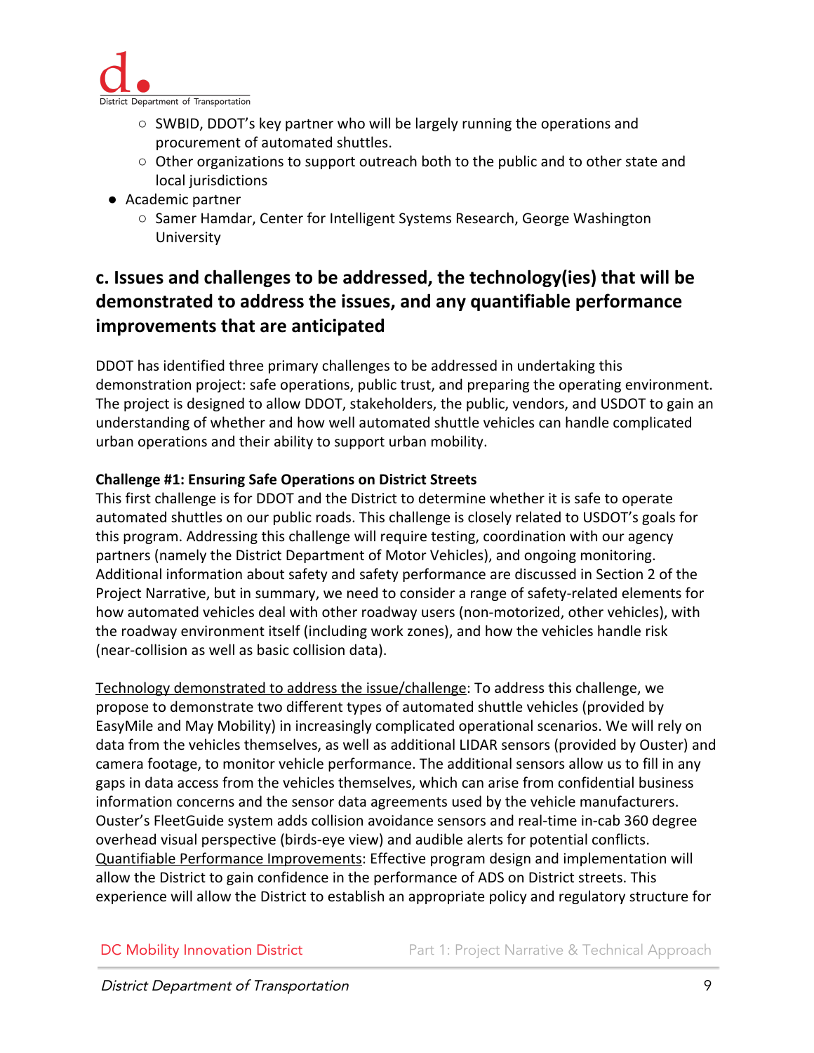- SWBID, DDOT's key partner who will be largely running the operations and procurement of automated shuttles.
  - Other organizations to support outreach both to the public and to other state and local jurisdictions
- Academic partner
  - Samer Hamdar, Center for Intelligent Systems Research, George Washington University

## c. Issues and challenges to be addressed, the technology(ies) that will be demonstrated to address the issues, and any quantifiable performance improvements that are anticipated

DDOT has identified three primary challenges to be addressed in undertaking this demonstration project: safe operations, public trust, and preparing the operating environment. The project is designed to allow DDOT, stakeholders, the public, vendors, and USDOT to gain an understanding of whether and how well automated shuttle vehicles can handle complicated urban operations and their ability to support urban mobility.

**Challenge #1: Ensuring Safe Operations on District Streets**
This first challenge is for DDOT and the District to determine whether it is safe to operate automated shuttles on our public roads. This challenge is closely related to USDOT's goals for this program. Addressing this challenge will require testing, coordination with our agency partners (namely the District Department of Motor Vehicles), and ongoing monitoring. Additional information about safety and safety performance are discussed in Section 2 of the Project Narrative, but in summary, we need to consider a range of safety-related elements for how automated vehicles deal with other roadway users (non-motorized, other vehicles), with the roadway environment itself (including work zones), and how the vehicles handle risk (near-collision as well as basic collision data).

Technology demonstrated to address the issue/challenge: To address this challenge, we propose to demonstrate two different types of automated shuttle vehicles (provided by EasyMile and May Mobility) in increasingly complicated operational scenarios. We will rely on data from the vehicles themselves, as well as additional LIDAR sensors (provided by Ouster) and camera footage, to monitor vehicle performance. The additional sensors allow us to fill in any gaps in data access from the vehicles themselves, which can arise from confidential business information concerns and the sensor data agreements used by the vehicle manufacturers. Ouster's FleetGuide system adds collision avoidance sensors and real-time in-cab 360 degree overhead visual perspective (birds-eye view) and audible alerts for potential conflicts.
Quantifiable Performance Improvements: Effective program design and implementation will allow the District to gain confidence in the performance of ADS on District streets. This experience will allow the District to establish an appropriate policy and regulatory structure for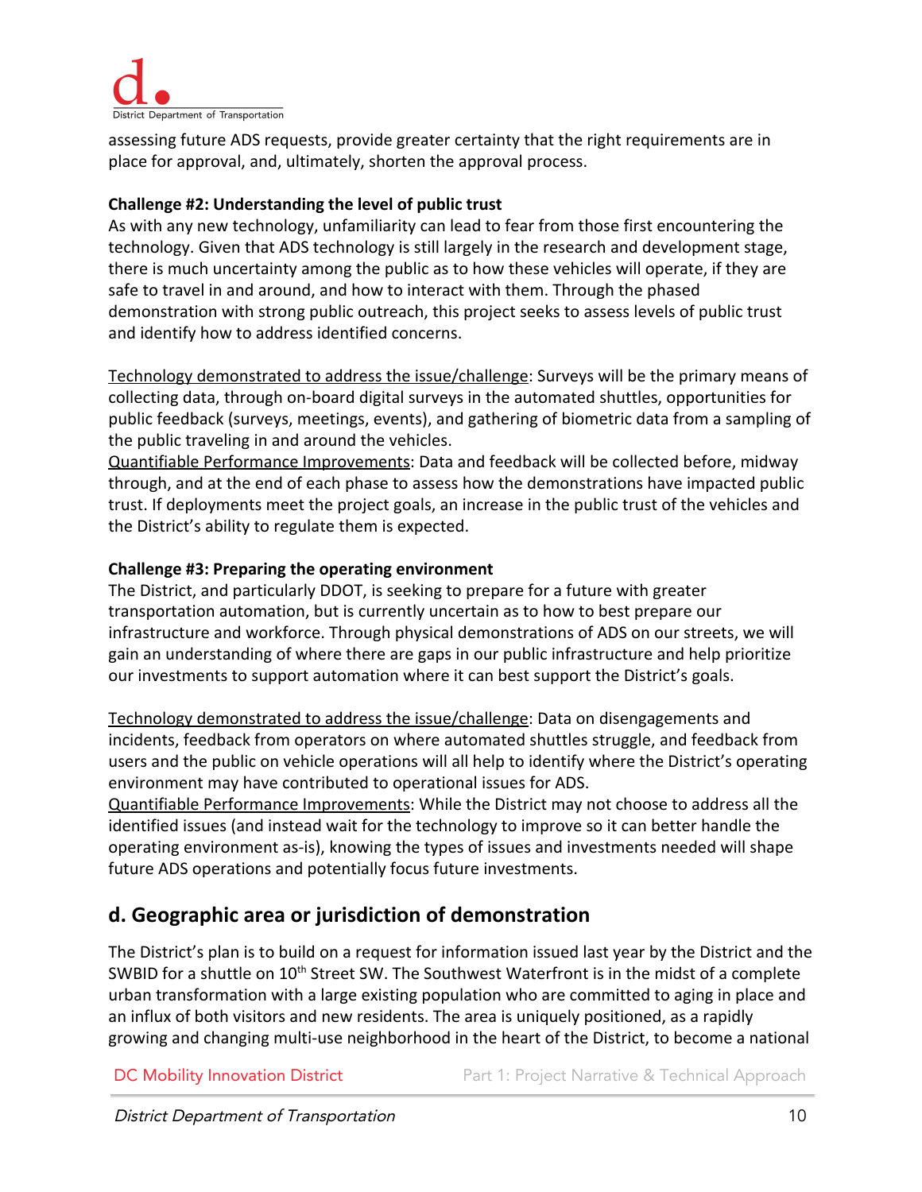assessing future ADS requests, provide greater certainty that the right requirements are in place for approval, and, ultimately, shorten the approval process.

**Challenge #2: Understanding the level of public trust**
As with any new technology, unfamiliarity can lead to fear from those first encountering the technology. Given that ADS technology is still largely in the research and development stage, there is much uncertainty among the public as to how these vehicles will operate, if they are safe to travel in and around, and how to interact with them. Through the phased demonstration with strong public outreach, this project seeks to assess levels of public trust and identify how to address identified concerns.

<u>Technology demonstrated to address the issue/challenge</u>: Surveys will be the primary means of collecting data, through on-board digital surveys in the automated shuttles, opportunities for public feedback (surveys, meetings, events), and gathering of biometric data from a sampling of the public traveling in and around the vehicles.
<u>Quantifiable Performance Improvements</u>: Data and feedback will be collected before, midway through, and at the end of each phase to assess how the demonstrations have impacted public trust. If deployments meet the project goals, an increase in the public trust of the vehicles and the District's ability to regulate them is expected.

**Challenge #3: Preparing the operating environment**
The District, and particularly DDOT, is seeking to prepare for a future with greater transportation automation, but is currently uncertain as to how to best prepare our infrastructure and workforce. Through physical demonstrations of ADS on our streets, we will gain an understanding of where there are gaps in our public infrastructure and help prioritize our investments to support automation where it can best support the District's goals.

<u>Technology demonstrated to address the issue/challenge</u>: Data on disengagements and incidents, feedback from operators on where automated shuttles struggle, and feedback from users and the public on vehicle operations will all help to identify where the District's operating environment may have contributed to operational issues for ADS.
<u>Quantifiable Performance Improvements</u>: While the District may not choose to address all the identified issues (and instead wait for the technology to improve so it can better handle the operating environment as-is), knowing the types of issues and investments needed will shape future ADS operations and potentially focus future investments.

## d. Geographic area or jurisdiction of demonstration

The District's plan is to build on a request for information issued last year by the District and the SWBID for a shuttle on 10th Street SW. The Southwest Waterfront is in the midst of a complete urban transformation with a large existing population who are committed to aging in place and an influx of both visitors and new residents. The area is uniquely positioned, as a rapidly growing and changing multi-use neighborhood in the heart of the District, to become a national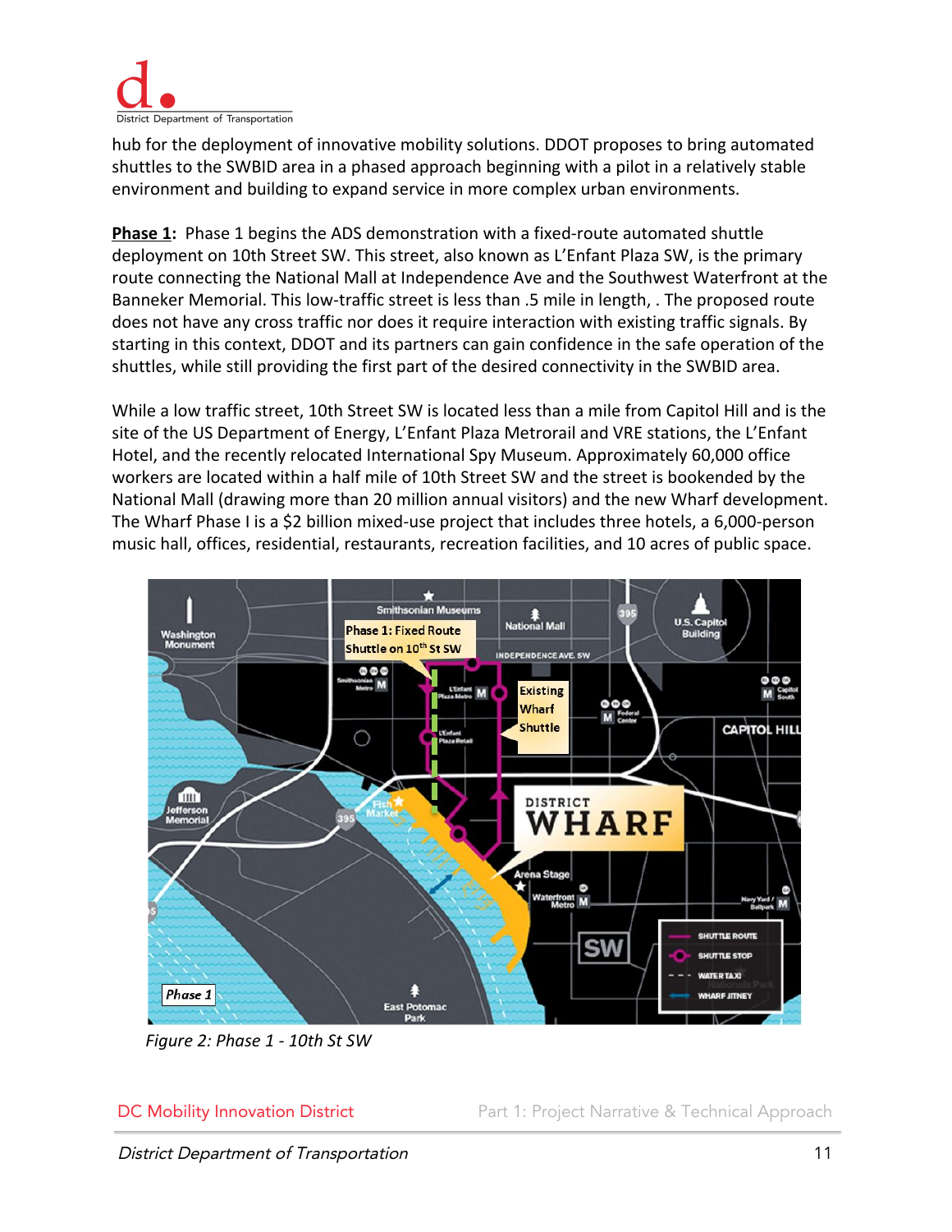hub for the deployment of innovative mobility solutions. DDOT proposes to bring automated shuttles to the SWBID area in a phased approach beginning with a pilot in a relatively stable environment and building to expand service in more complex urban environments.

**Phase 1:** Phase 1 begins the ADS demonstration with a fixed-route automated shuttle deployment on 10th Street SW. This street, also known as L'Enfant Plaza SW, is the primary route connecting the National Mall at Independence Ave and the Southwest Waterfront at the Banneker Memorial. This low-traffic street is less than .5 mile in length, . The proposed route does not have any cross traffic nor does it require interaction with existing traffic signals. By starting in this context, DDOT and its partners can gain confidence in the safe operation of the shuttles, while still providing the first part of the desired connectivity in the SWBID area.

While a low traffic street, 10th Street SW is located less than a mile from Capitol Hill and is the site of the US Department of Energy, L'Enfant Plaza Metrorail and VRE stations, the L'Enfant Hotel, and the recently relocated International Spy Museum. Approximately 60,000 office workers are located within a half mile of 10th Street SW and the street is bookended by the National Mall (drawing more than 20 million annual visitors) and the new Wharf development. The Wharf Phase I is a $2 billion mixed-use project that includes three hotels, a 6,000-person music hall, offices, residential, restaurants, recreation facilities, and 10 acres of public space.

*Figure 2: Phase 1 - 10th St SW*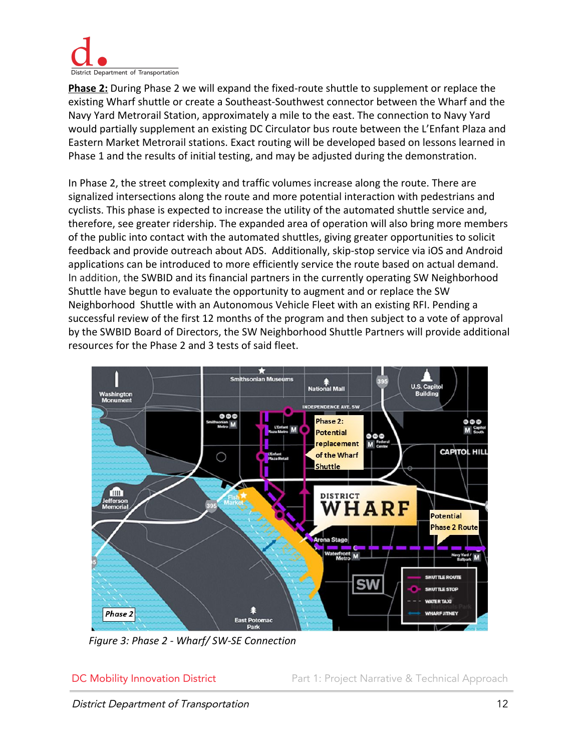**Phase 2:** During Phase 2 we will expand the fixed-route shuttle to supplement or replace the existing Wharf shuttle or create a Southeast-Southwest connector between the Wharf and the Navy Yard Metrorail Station, approximately a mile to the east. The connection to Navy Yard would partially supplement an existing DC Circulator bus route between the L'Enfant Plaza and Eastern Market Metrorail stations. Exact routing will be developed based on lessons learned in Phase 1 and the results of initial testing, and may be adjusted during the demonstration.

In Phase 2, the street complexity and traffic volumes increase along the route. There are signalized intersections along the route and more potential interaction with pedestrians and cyclists. This phase is expected to increase the utility of the automated shuttle service and, therefore, see greater ridership. The expanded area of operation will also bring more members of the public into contact with the automated shuttles, giving greater opportunities to solicit feedback and provide outreach about ADS. Additionally, skip-stop service via iOS and Android applications can be introduced to more efficiently service the route based on actual demand. In addition, the SWBID and its financial partners in the currently operating SW Neighborhood Shuttle have begun to evaluate the opportunity to augment and or replace the SW Neighborhood Shuttle with an Autonomous Vehicle Fleet with an existing RFI. Pending a successful review of the first 12 months of the program and then subject to a vote of approval by the SWBID Board of Directors, the SW Neighborhood Shuttle Partners will provide additional resources for the Phase 2 and 3 tests of said fleet.

*Figure 3: Phase 2 - Wharf/ SW-SE Connection*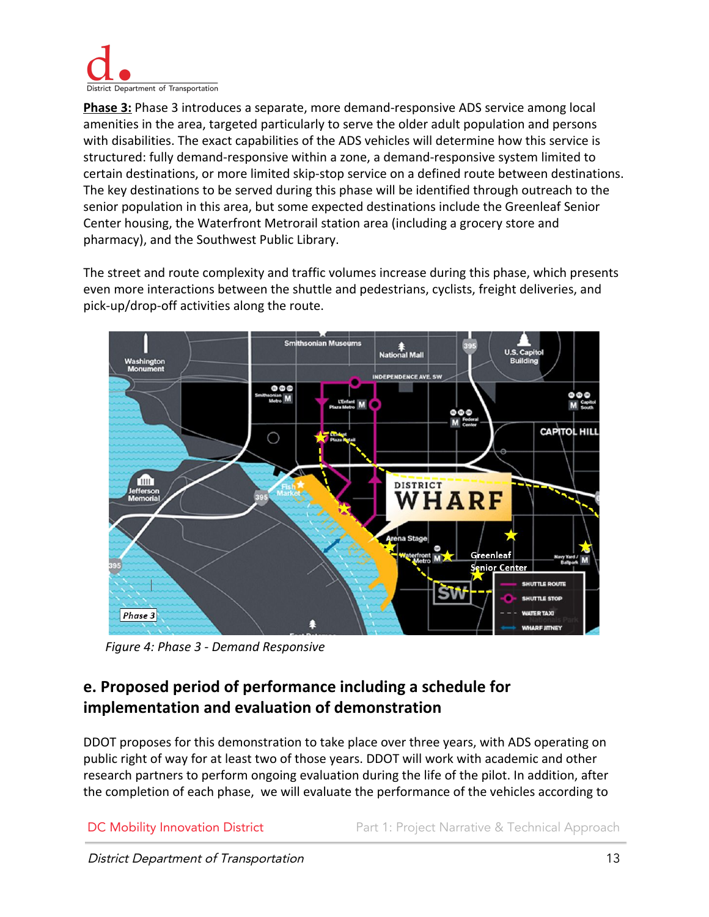**Phase 3:** Phase 3 introduces a separate, more demand-responsive ADS service among local amenities in the area, targeted particularly to serve the older adult population and persons with disabilities. The exact capabilities of the ADS vehicles will determine how this service is structured: fully demand-responsive within a zone, a demand-responsive system limited to certain destinations, or more limited skip-stop service on a defined route between destinations. The key destinations to be served during this phase will be identified through outreach to the senior population in this area, but some expected destinations include the Greenleaf Senior Center housing, the Waterfront Metrorail station area (including a grocery store and pharmacy), and the Southwest Public Library.

The street and route complexity and traffic volumes increase during this phase, which presents even more interactions between the shuttle and pedestrians, cyclists, freight deliveries, and pick-up/drop-off activities along the route.

*Figure 4: Phase 3 - Demand Responsive*

## e. Proposed period of performance including a schedule for implementation and evaluation of demonstration

DDOT proposes for this demonstration to take place over three years, with ADS operating on public right of way for at least two of those years. DDOT will work with academic and other research partners to perform ongoing evaluation during the life of the pilot. In addition, after the completion of each phase, we will evaluate the performance of the vehicles according to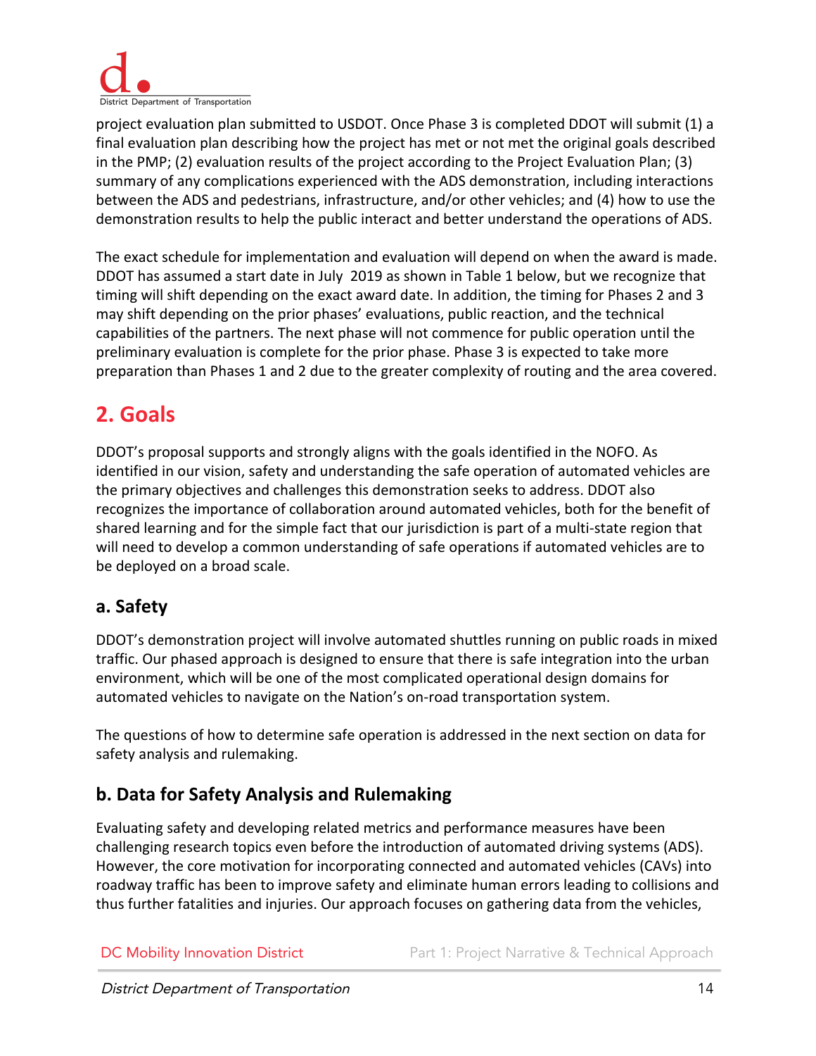project evaluation plan submitted to USDOT. Once Phase 3 is completed DDOT will submit (1) a final evaluation plan describing how the project has met or not met the original goals described in the PMP; (2) evaluation results of the project according to the Project Evaluation Plan; (3) summary of any complications experienced with the ADS demonstration, including interactions between the ADS and pedestrians, infrastructure, and/or other vehicles; and (4) how to use the demonstration results to help the public interact and better understand the operations of ADS.

The exact schedule for implementation and evaluation will depend on when the award is made. DDOT has assumed a start date in July 2019 as shown in Table 1 below, but we recognize that timing will shift depending on the exact award date. In addition, the timing for Phases 2 and 3 may shift depending on the prior phases' evaluations, public reaction, and the technical capabilities of the partners. The next phase will not commence for public operation until the preliminary evaluation is complete for the prior phase. Phase 3 is expected to take more preparation than Phases 1 and 2 due to the greater complexity of routing and the area covered.

## 2. Goals

DDOT's proposal supports and strongly aligns with the goals identified in the NOFO. As identified in our vision, safety and understanding the safe operation of automated vehicles are the primary objectives and challenges this demonstration seeks to address. DDOT also recognizes the importance of collaboration around automated vehicles, both for the benefit of shared learning and for the simple fact that our jurisdiction is part of a multi-state region that will need to develop a common understanding of safe operations if automated vehicles are to be deployed on a broad scale.

### a. Safety

DDOT's demonstration project will involve automated shuttles running on public roads in mixed traffic. Our phased approach is designed to ensure that there is safe integration into the urban environment, which will be one of the most complicated operational design domains for automated vehicles to navigate on the Nation's on-road transportation system.

The questions of how to determine safe operation is addressed in the next section on data for safety analysis and rulemaking.

### b. Data for Safety Analysis and Rulemaking

Evaluating safety and developing related metrics and performance measures have been challenging research topics even before the introduction of automated driving systems (ADS). However, the core motivation for incorporating connected and automated vehicles (CAVs) into roadway traffic has been to improve safety and eliminate human errors leading to collisions and thus further fatalities and injuries. Our approach focuses on gathering data from the vehicles,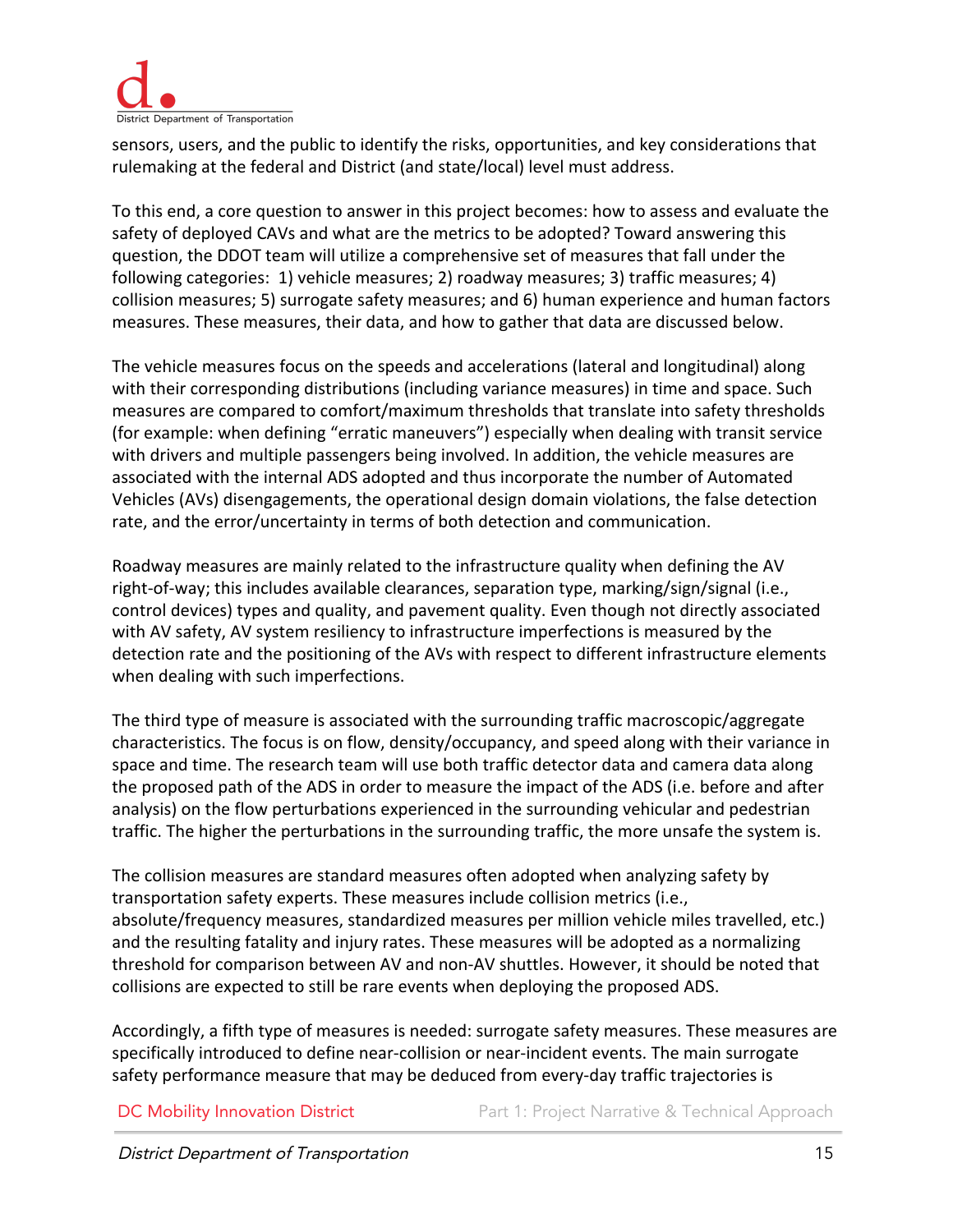sensors, users, and the public to identify the risks, opportunities, and key considerations that rulemaking at the federal and District (and state/local) level must address.

To this end, a core question to answer in this project becomes: how to assess and evaluate the safety of deployed CAVs and what are the metrics to be adopted? Toward answering this question, the DDOT team will utilize a comprehensive set of measures that fall under the following categories: 1) vehicle measures; 2) roadway measures; 3) traffic measures; 4) collision measures; 5) surrogate safety measures; and 6) human experience and human factors measures. These measures, their data, and how to gather that data are discussed below.

The vehicle measures focus on the speeds and accelerations (lateral and longitudinal) along with their corresponding distributions (including variance measures) in time and space. Such measures are compared to comfort/maximum thresholds that translate into safety thresholds (for example: when defining "erratic maneuvers") especially when dealing with transit service with drivers and multiple passengers being involved. In addition, the vehicle measures are associated with the internal ADS adopted and thus incorporate the number of Automated Vehicles (AVs) disengagements, the operational design domain violations, the false detection rate, and the error/uncertainty in terms of both detection and communication.

Roadway measures are mainly related to the infrastructure quality when defining the AV right-of-way; this includes available clearances, separation type, marking/sign/signal (i.e., control devices) types and quality, and pavement quality. Even though not directly associated with AV safety, AV system resiliency to infrastructure imperfections is measured by the detection rate and the positioning of the AVs with respect to different infrastructure elements when dealing with such imperfections.

The third type of measure is associated with the surrounding traffic macroscopic/aggregate characteristics. The focus is on flow, density/occupancy, and speed along with their variance in space and time. The research team will use both traffic detector data and camera data along the proposed path of the ADS in order to measure the impact of the ADS (i.e. before and after analysis) on the flow perturbations experienced in the surrounding vehicular and pedestrian traffic. The higher the perturbations in the surrounding traffic, the more unsafe the system is.

The collision measures are standard measures often adopted when analyzing safety by transportation safety experts. These measures include collision metrics (i.e., absolute/frequency measures, standardized measures per million vehicle miles travelled, etc.) and the resulting fatality and injury rates. These measures will be adopted as a normalizing threshold for comparison between AV and non-AV shuttles. However, it should be noted that collisions are expected to still be rare events when deploying the proposed ADS.

Accordingly, a fifth type of measures is needed: surrogate safety measures. These measures are specifically introduced to define near-collision or near-incident events. The main surrogate safety performance measure that may be deduced from every-day traffic trajectories is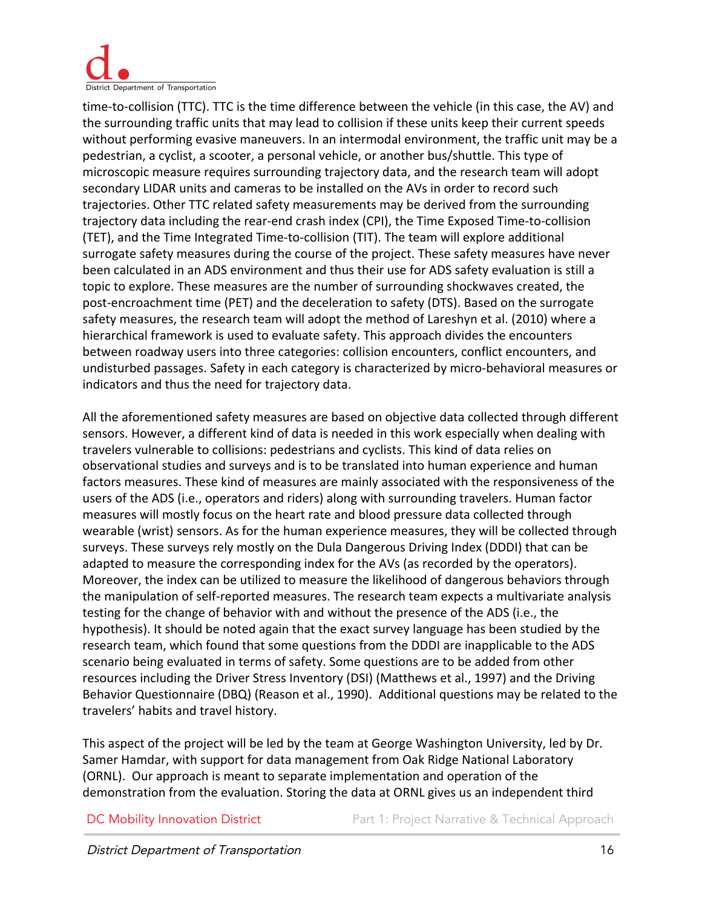time-to-collision (TTC). TTC is the time difference between the vehicle (in this case, the AV) and the surrounding traffic units that may lead to collision if these units keep their current speeds without performing evasive maneuvers. In an intermodal environment, the traffic unit may be a pedestrian, a cyclist, a scooter, a personal vehicle, or another bus/shuttle. This type of microscopic measure requires surrounding trajectory data, and the research team will adopt secondary LIDAR units and cameras to be installed on the AVs in order to record such trajectories. Other TTC related safety measurements may be derived from the surrounding trajectory data including the rear-end crash index (CPI), the Time Exposed Time-to-collision (TET), and the Time Integrated Time-to-collision (TIT). The team will explore additional surrogate safety measures during the course of the project. These safety measures have never been calculated in an ADS environment and thus their use for ADS safety evaluation is still a topic to explore. These measures are the number of surrounding shockwaves created, the post-encroachment time (PET) and the deceleration to safety (DTS). Based on the surrogate safety measures, the research team will adopt the method of Lareshyn et al. (2010) where a hierarchical framework is used to evaluate safety. This approach divides the encounters between roadway users into three categories: collision encounters, conflict encounters, and undisturbed passages. Safety in each category is characterized by micro-behavioral measures or indicators and thus the need for trajectory data.

All the aforementioned safety measures are based on objective data collected through different sensors. However, a different kind of data is needed in this work especially when dealing with travelers vulnerable to collisions: pedestrians and cyclists. This kind of data relies on observational studies and surveys and is to be translated into human experience and human factors measures. These kind of measures are mainly associated with the responsiveness of the users of the ADS (i.e., operators and riders) along with surrounding travelers. Human factor measures will mostly focus on the heart rate and blood pressure data collected through wearable (wrist) sensors. As for the human experience measures, they will be collected through surveys. These surveys rely mostly on the Dula Dangerous Driving Index (DDDI) that can be adapted to measure the corresponding index for the AVs (as recorded by the operators). Moreover, the index can be utilized to measure the likelihood of dangerous behaviors through the manipulation of self-reported measures. The research team expects a multivariate analysis testing for the change of behavior with and without the presence of the ADS (i.e., the hypothesis). It should be noted again that the exact survey language has been studied by the research team, which found that some questions from the DDDI are inapplicable to the ADS scenario being evaluated in terms of safety. Some questions are to be added from other resources including the Driver Stress Inventory (DSI) (Matthews et al., 1997) and the Driving Behavior Questionnaire (DBQ) (Reason et al., 1990). Additional questions may be related to the travelers' habits and travel history.

This aspect of the project will be led by the team at George Washington University, led by Dr. Samer Hamdar, with support for data management from Oak Ridge National Laboratory (ORNL). Our approach is meant to separate implementation and operation of the demonstration from the evaluation. Storing the data at ORNL gives us an independent third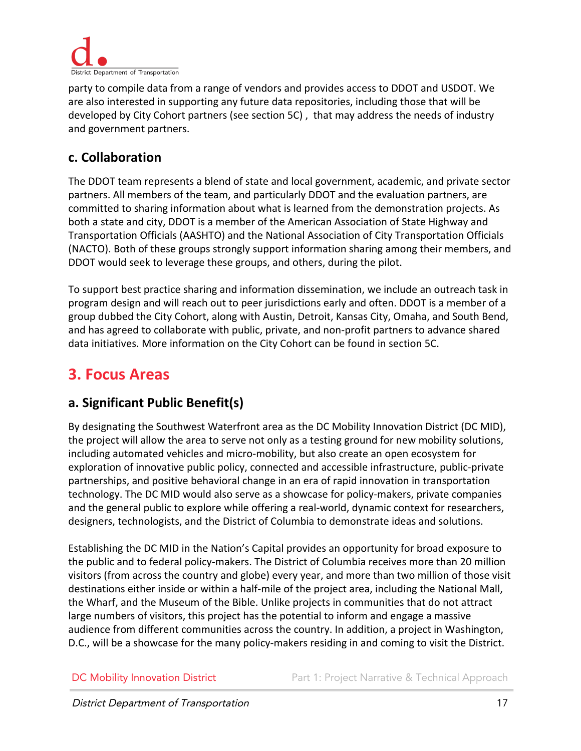party to compile data from a range of vendors and provides access to DDOT and USDOT. We are also interested in supporting any future data repositories, including those that will be developed by City Cohort partners (see section 5C) , that may address the needs of industry and government partners.

### c. Collaboration

The DDOT team represents a blend of state and local government, academic, and private sector partners. All members of the team, and particularly DDOT and the evaluation partners, are committed to sharing information about what is learned from the demonstration projects. As both a state and city, DDOT is a member of the American Association of State Highway and Transportation Officials (AASHTO) and the National Association of City Transportation Officials (NACTO). Both of these groups strongly support information sharing among their members, and DDOT would seek to leverage these groups, and others, during the pilot.

To support best practice sharing and information dissemination, we include an outreach task in program design and will reach out to peer jurisdictions early and often. DDOT is a member of a group dubbed the City Cohort, along with Austin, Detroit, Kansas City, Omaha, and South Bend, and has agreed to collaborate with public, private, and non-profit partners to advance shared data initiatives. More information on the City Cohort can be found in section 5C.

## 3. Focus Areas

### a. Significant Public Benefit(s)

By designating the Southwest Waterfront area as the DC Mobility Innovation District (DC MID), the project will allow the area to serve not only as a testing ground for new mobility solutions, including automated vehicles and micro-mobility, but also create an open ecosystem for exploration of innovative public policy, connected and accessible infrastructure, public-private partnerships, and positive behavioral change in an era of rapid innovation in transportation technology. The DC MID would also serve as a showcase for policy-makers, private companies and the general public to explore while offering a real-world, dynamic context for researchers, designers, technologists, and the District of Columbia to demonstrate ideas and solutions.

Establishing the DC MID in the Nation's Capital provides an opportunity for broad exposure to the public and to federal policy-makers. The District of Columbia receives more than 20 million visitors (from across the country and globe) every year, and more than two million of those visit destinations either inside or within a half-mile of the project area, including the National Mall, the Wharf, and the Museum of the Bible. Unlike projects in communities that do not attract large numbers of visitors, this project has the potential to inform and engage a massive audience from different communities across the country. In addition, a project in Washington, D.C., will be a showcase for the many policy-makers residing in and coming to visit the District.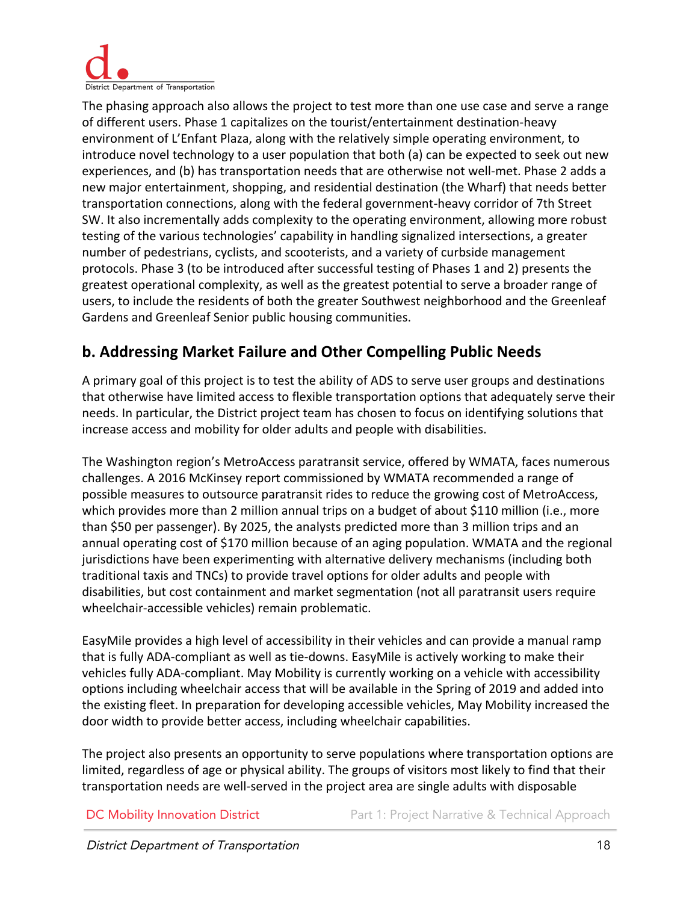The phasing approach also allows the project to test more than one use case and serve a range of different users. Phase 1 capitalizes on the tourist/entertainment destination-heavy environment of L'Enfant Plaza, along with the relatively simple operating environment, to introduce novel technology to a user population that both (a) can be expected to seek out new experiences, and (b) has transportation needs that are otherwise not well-met. Phase 2 adds a new major entertainment, shopping, and residential destination (the Wharf) that needs better transportation connections, along with the federal government-heavy corridor of 7th Street SW. It also incrementally adds complexity to the operating environment, allowing more robust testing of the various technologies' capability in handling signalized intersections, a greater number of pedestrians, cyclists, and scooterists, and a variety of curbside management protocols. Phase 3 (to be introduced after successful testing of Phases 1 and 2) presents the greatest operational complexity, as well as the greatest potential to serve a broader range of users, to include the residents of both the greater Southwest neighborhood and the Greenleaf Gardens and Greenleaf Senior public housing communities.

## b. Addressing Market Failure and Other Compelling Public Needs

A primary goal of this project is to test the ability of ADS to serve user groups and destinations that otherwise have limited access to flexible transportation options that adequately serve their needs. In particular, the District project team has chosen to focus on identifying solutions that increase access and mobility for older adults and people with disabilities.

The Washington region's MetroAccess paratransit service, offered by WMATA, faces numerous challenges. A 2016 McKinsey report commissioned by WMATA recommended a range of possible measures to outsource paratransit rides to reduce the growing cost of MetroAccess, which provides more than 2 million annual trips on a budget of about $110 million (i.e., more than $50 per passenger). By 2025, the analysts predicted more than 3 million trips and an annual operating cost of $170 million because of an aging population. WMATA and the regional jurisdictions have been experimenting with alternative delivery mechanisms (including both traditional taxis and TNCs) to provide travel options for older adults and people with disabilities, but cost containment and market segmentation (not all paratransit users require wheelchair-accessible vehicles) remain problematic.

EasyMile provides a high level of accessibility in their vehicles and can provide a manual ramp that is fully ADA-compliant as well as tie-downs. EasyMile is actively working to make their vehicles fully ADA-compliant. May Mobility is currently working on a vehicle with accessibility options including wheelchair access that will be available in the Spring of 2019 and added into the existing fleet. In preparation for developing accessible vehicles, May Mobility increased the door width to provide better access, including wheelchair capabilities.

The project also presents an opportunity to serve populations where transportation options are limited, regardless of age or physical ability. The groups of visitors most likely to find that their transportation needs are well-served in the project area are single adults with disposable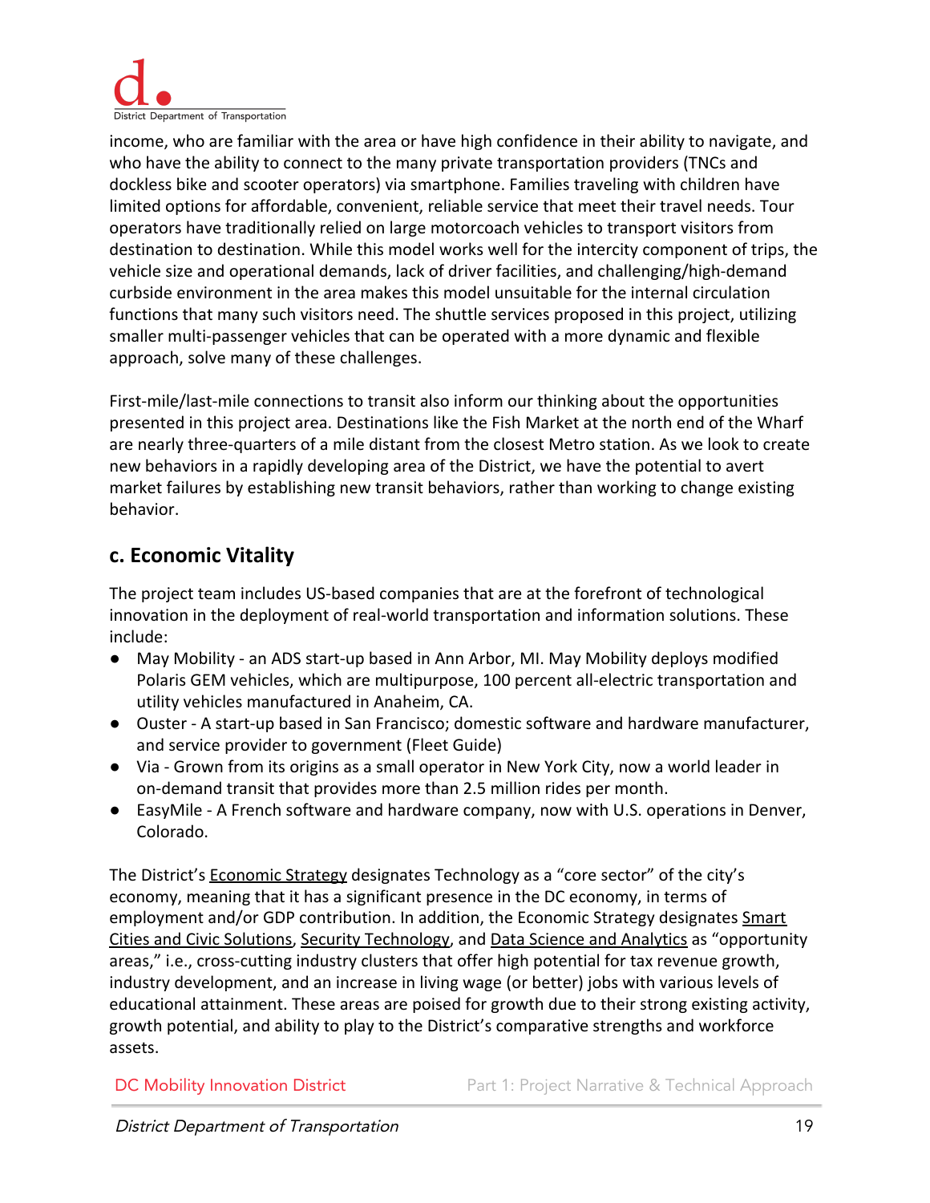income, who are familiar with the area or have high confidence in their ability to navigate, and who have the ability to connect to the many private transportation providers (TNCs and dockless bike and scooter operators) via smartphone. Families traveling with children have limited options for affordable, convenient, reliable service that meet their travel needs. Tour operators have traditionally relied on large motorcoach vehicles to transport visitors from destination to destination. While this model works well for the intercity component of trips, the vehicle size and operational demands, lack of driver facilities, and challenging/high-demand curbside environment in the area makes this model unsuitable for the internal circulation functions that many such visitors need. The shuttle services proposed in this project, utilizing smaller multi-passenger vehicles that can be operated with a more dynamic and flexible approach, solve many of these challenges.

First-mile/last-mile connections to transit also inform our thinking about the opportunities presented in this project area. Destinations like the Fish Market at the north end of the Wharf are nearly three-quarters of a mile distant from the closest Metro station. As we look to create new behaviors in a rapidly developing area of the District, we have the potential to avert market failures by establishing new transit behaviors, rather than working to change existing behavior.

## c. Economic Vitality

The project team includes US-based companies that are at the forefront of technological innovation in the deployment of real-world transportation and information solutions. These include:

- May Mobility - an ADS start-up based in Ann Arbor, MI. May Mobility deploys modified Polaris GEM vehicles, which are multipurpose, 100 percent all-electric transportation and utility vehicles manufactured in Anaheim, CA.
- Ouster - A start-up based in San Francisco; domestic software and hardware manufacturer, and service provider to government (Fleet Guide)
- Via - Grown from its origins as a small operator in New York City, now a world leader in on-demand transit that provides more than 2.5 million rides per month.
- EasyMile - A French software and hardware company, now with U.S. operations in Denver, Colorado.

The District's Economic Strategy designates Technology as a "core sector" of the city's economy, meaning that it has a significant presence in the DC economy, in terms of employment and/or GDP contribution. In addition, the Economic Strategy designates Smart Cities and Civic Solutions, Security Technology, and Data Science and Analytics as "opportunity areas," i.e., cross-cutting industry clusters that offer high potential for tax revenue growth, industry development, and an increase in living wage (or better) jobs with various levels of educational attainment. These areas are poised for growth due to their strong existing activity, growth potential, and ability to play to the District's comparative strengths and workforce assets.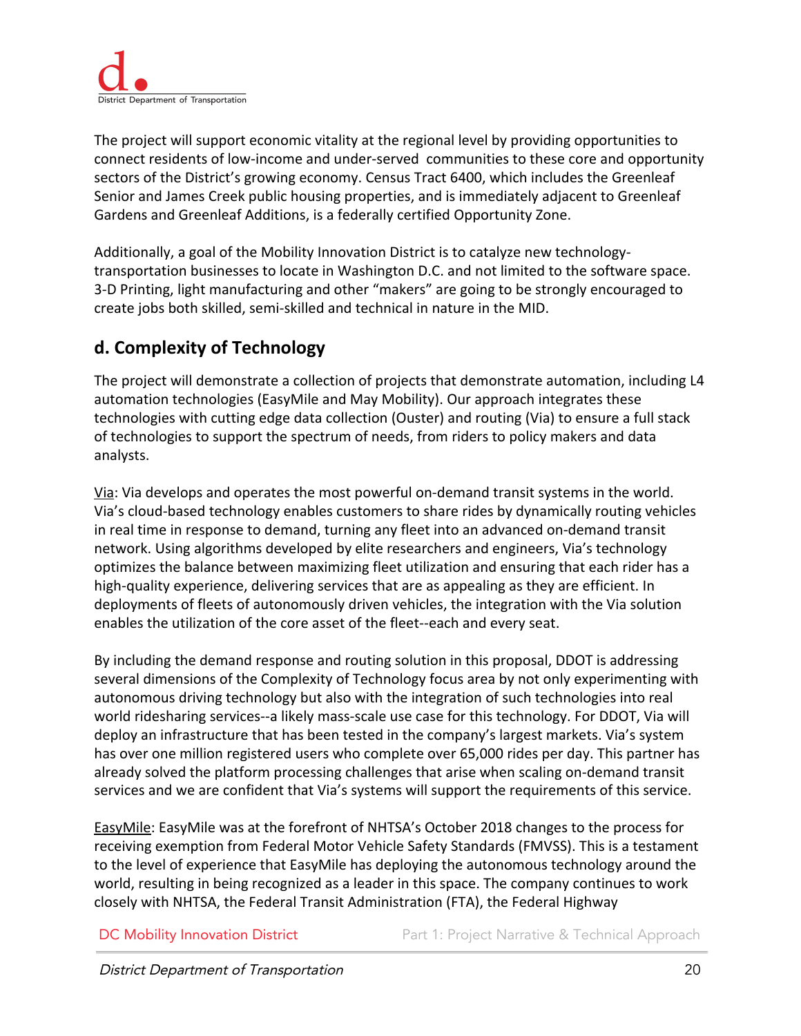The project will support economic vitality at the regional level by providing opportunities to connect residents of low-income and under-served communities to these core and opportunity sectors of the District's growing economy. Census Tract 6400, which includes the Greenleaf Senior and James Creek public housing properties, and is immediately adjacent to Greenleaf Gardens and Greenleaf Additions, is a federally certified Opportunity Zone.

Additionally, a goal of the Mobility Innovation District is to catalyze new technology-transportation businesses to locate in Washington D.C. and not limited to the software space. 3-D Printing, light manufacturing and other "makers" are going to be strongly encouraged to create jobs both skilled, semi-skilled and technical in nature in the MID.

## d. Complexity of Technology

The project will demonstrate a collection of projects that demonstrate automation, including L4 automation technologies (EasyMile and May Mobility). Our approach integrates these technologies with cutting edge data collection (Ouster) and routing (Via) to ensure a full stack of technologies to support the spectrum of needs, from riders to policy makers and data analysts.

Via: Via develops and operates the most powerful on-demand transit systems in the world. Via's cloud-based technology enables customers to share rides by dynamically routing vehicles in real time in response to demand, turning any fleet into an advanced on-demand transit network. Using algorithms developed by elite researchers and engineers, Via's technology optimizes the balance between maximizing fleet utilization and ensuring that each rider has a high-quality experience, delivering services that are as appealing as they are efficient. In deployments of fleets of autonomously driven vehicles, the integration with the Via solution enables the utilization of the core asset of the fleet--each and every seat.

By including the demand response and routing solution in this proposal, DDOT is addressing several dimensions of the Complexity of Technology focus area by not only experimenting with autonomous driving technology but also with the integration of such technologies into real world ridesharing services--a likely mass-scale use case for this technology. For DDOT, Via will deploy an infrastructure that has been tested in the company's largest markets. Via's system has over one million registered users who complete over 65,000 rides per day. This partner has already solved the platform processing challenges that arise when scaling on-demand transit services and we are confident that Via's systems will support the requirements of this service.

EasyMile: EasyMile was at the forefront of NHTSA's October 2018 changes to the process for receiving exemption from Federal Motor Vehicle Safety Standards (FMVSS). This is a testament to the level of experience that EasyMile has deploying the autonomous technology around the world, resulting in being recognized as a leader in this space. The company continues to work closely with NHTSA, the Federal Transit Administration (FTA), the Federal Highway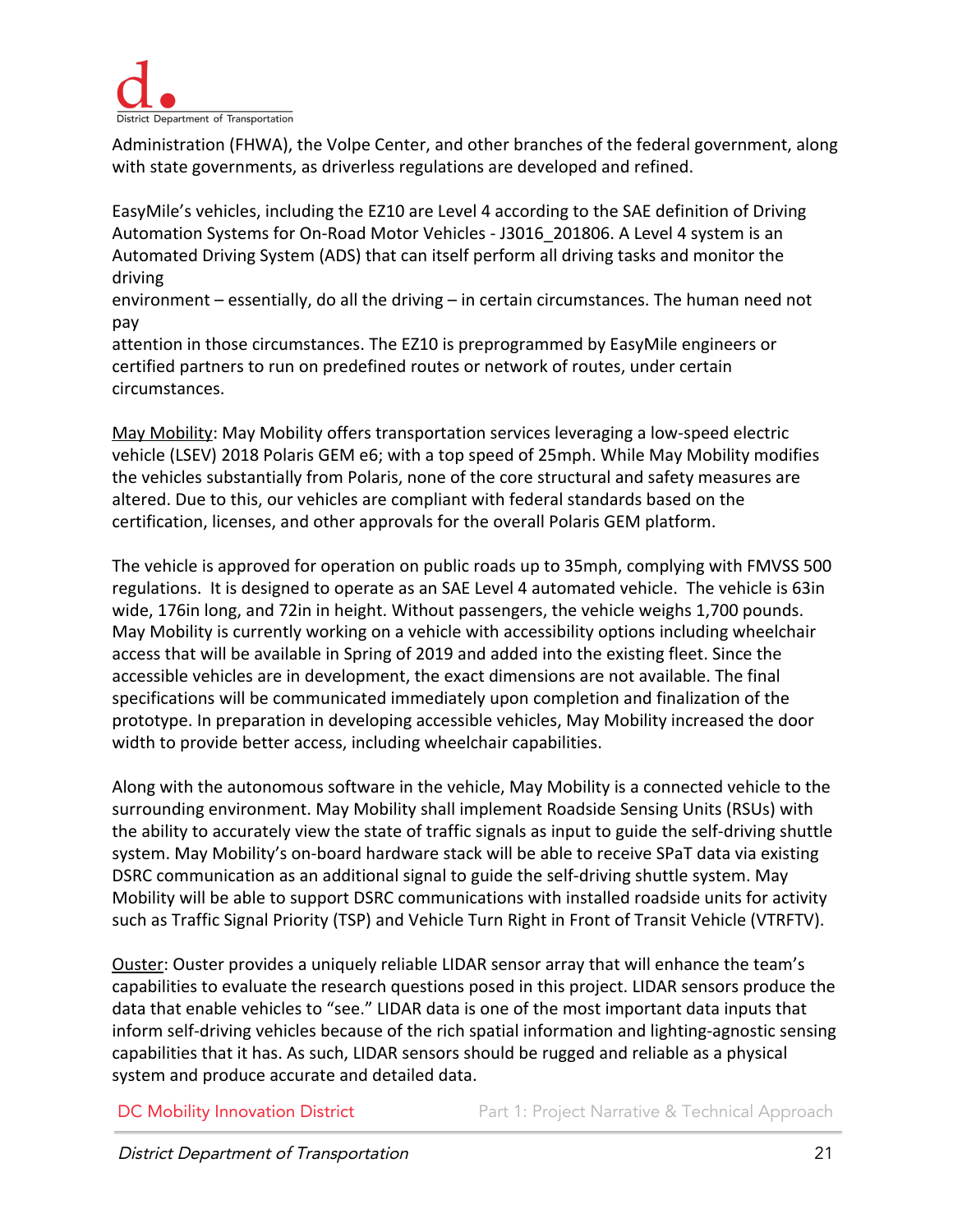Administration (FHWA), the Volpe Center, and other branches of the federal government, along with state governments, as driverless regulations are developed and refined.

EasyMile's vehicles, including the EZ10 are Level 4 according to the SAE definition of Driving Automation Systems for On-Road Motor Vehicles - J3016_201806. A Level 4 system is an Automated Driving System (ADS) that can itself perform all driving tasks and monitor the driving environment – essentially, do all the driving – in certain circumstances. The human need not pay attention in those circumstances. The EZ10 is preprogrammed by EasyMile engineers or certified partners to run on predefined routes or network of routes, under certain circumstances.

May Mobility: May Mobility offers transportation services leveraging a low-speed electric vehicle (LSEV) 2018 Polaris GEM e6; with a top speed of 25mph. While May Mobility modifies the vehicles substantially from Polaris, none of the core structural and safety measures are altered. Due to this, our vehicles are compliant with federal standards based on the certification, licenses, and other approvals for the overall Polaris GEM platform.

The vehicle is approved for operation on public roads up to 35mph, complying with FMVSS 500 regulations. It is designed to operate as an SAE Level 4 automated vehicle. The vehicle is 63in wide, 176in long, and 72in in height. Without passengers, the vehicle weighs 1,700 pounds. May Mobility is currently working on a vehicle with accessibility options including wheelchair access that will be available in Spring of 2019 and added into the existing fleet. Since the accessible vehicles are in development, the exact dimensions are not available. The final specifications will be communicated immediately upon completion and finalization of the prototype. In preparation in developing accessible vehicles, May Mobility increased the door width to provide better access, including wheelchair capabilities.

Along with the autonomous software in the vehicle, May Mobility is a connected vehicle to the surrounding environment. May Mobility shall implement Roadside Sensing Units (RSUs) with the ability to accurately view the state of traffic signals as input to guide the self-driving shuttle system. May Mobility's on-board hardware stack will be able to receive SPaT data via existing DSRC communication as an additional signal to guide the self-driving shuttle system. May Mobility will be able to support DSRC communications with installed roadside units for activity such as Traffic Signal Priority (TSP) and Vehicle Turn Right in Front of Transit Vehicle (VTRFTV).

Ouster: Ouster provides a uniquely reliable LIDAR sensor array that will enhance the team's capabilities to evaluate the research questions posed in this project. LIDAR sensors produce the data that enable vehicles to "see." LIDAR data is one of the most important data inputs that inform self-driving vehicles because of the rich spatial information and lighting-agnostic sensing capabilities that it has. As such, LIDAR sensors should be rugged and reliable as a physical system and produce accurate and detailed data.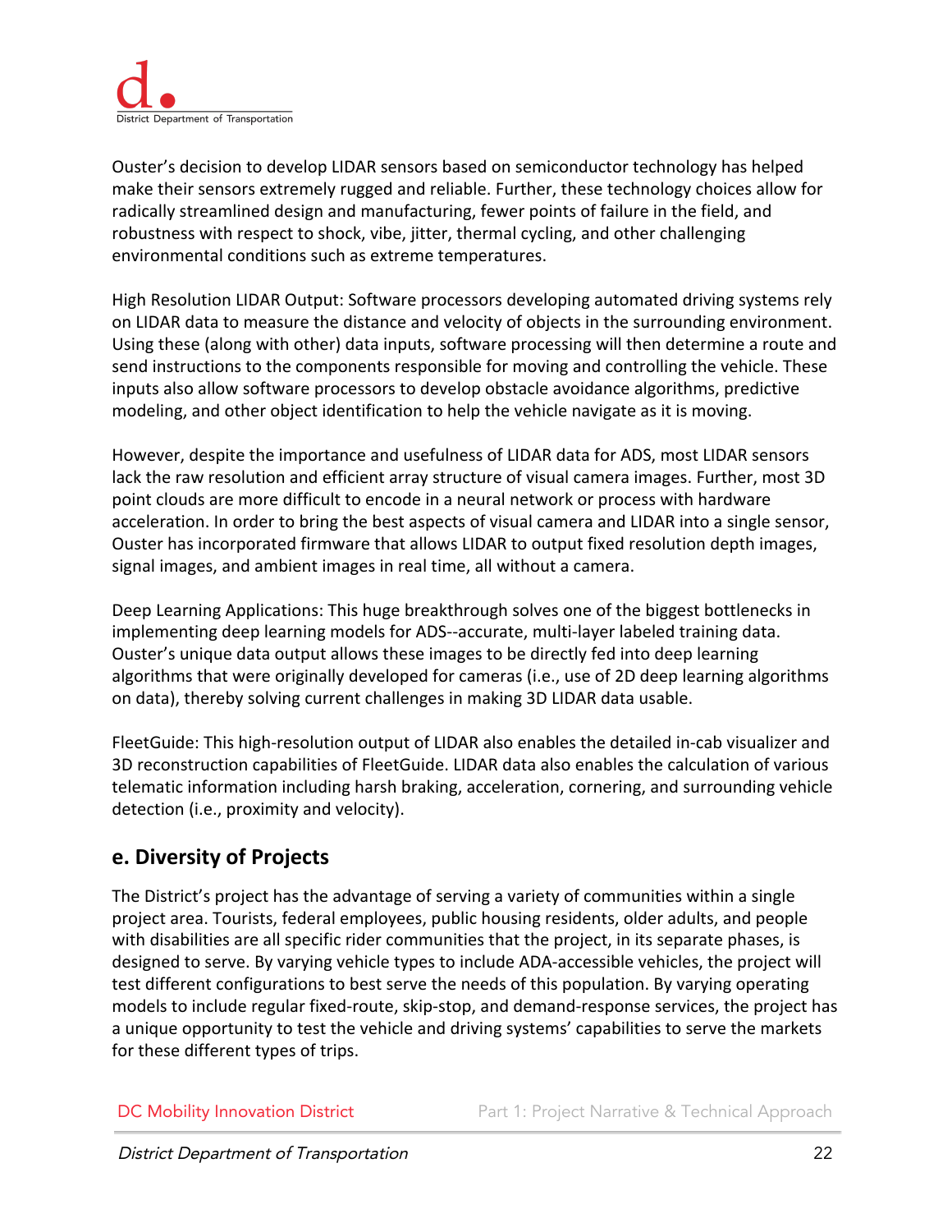Ouster's decision to develop LIDAR sensors based on semiconductor technology has helped make their sensors extremely rugged and reliable. Further, these technology choices allow for radically streamlined design and manufacturing, fewer points of failure in the field, and robustness with respect to shock, vibe, jitter, thermal cycling, and other challenging environmental conditions such as extreme temperatures.

High Resolution LIDAR Output: Software processors developing automated driving systems rely on LIDAR data to measure the distance and velocity of objects in the surrounding environment. Using these (along with other) data inputs, software processing will then determine a route and send instructions to the components responsible for moving and controlling the vehicle. These inputs also allow software processors to develop obstacle avoidance algorithms, predictive modeling, and other object identification to help the vehicle navigate as it is moving.

However, despite the importance and usefulness of LIDAR data for ADS, most LIDAR sensors lack the raw resolution and efficient array structure of visual camera images. Further, most 3D point clouds are more difficult to encode in a neural network or process with hardware acceleration. In order to bring the best aspects of visual camera and LIDAR into a single sensor, Ouster has incorporated firmware that allows LIDAR to output fixed resolution depth images, signal images, and ambient images in real time, all without a camera.

Deep Learning Applications: This huge breakthrough solves one of the biggest bottlenecks in implementing deep learning models for ADS--accurate, multi-layer labeled training data. Ouster's unique data output allows these images to be directly fed into deep learning algorithms that were originally developed for cameras (i.e., use of 2D deep learning algorithms on data), thereby solving current challenges in making 3D LIDAR data usable.

FleetGuide: This high-resolution output of LIDAR also enables the detailed in-cab visualizer and 3D reconstruction capabilities of FleetGuide. LIDAR data also enables the calculation of various telematic information including harsh braking, acceleration, cornering, and surrounding vehicle detection (i.e., proximity and velocity).

## e. Diversity of Projects

The District's project has the advantage of serving a variety of communities within a single project area. Tourists, federal employees, public housing residents, older adults, and people with disabilities are all specific rider communities that the project, in its separate phases, is designed to serve. By varying vehicle types to include ADA-accessible vehicles, the project will test different configurations to best serve the needs of this population. By varying operating models to include regular fixed-route, skip-stop, and demand-response services, the project has a unique opportunity to test the vehicle and driving systems' capabilities to serve the markets for these different types of trips.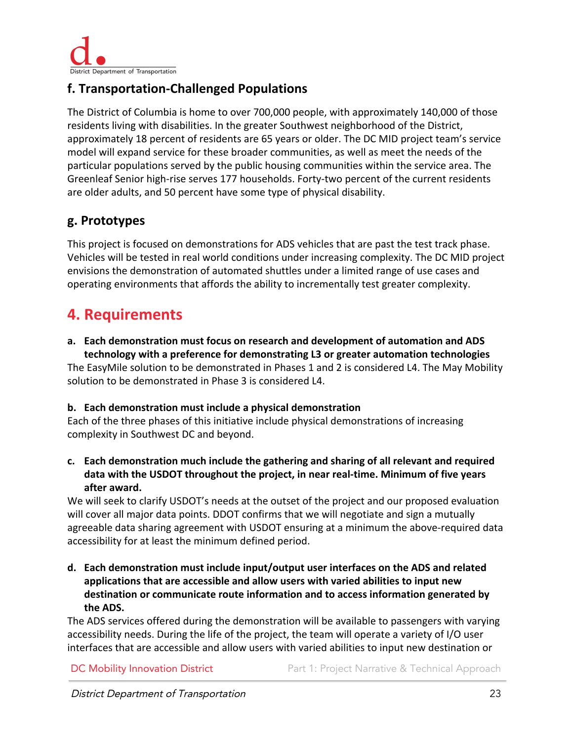## f. Transportation-Challenged Populations

The District of Columbia is home to over 700,000 people, with approximately 140,000 of those residents living with disabilities. In the greater Southwest neighborhood of the District, approximately 18 percent of residents are 65 years or older. The DC MID project team's service model will expand service for these broader communities, as well as meet the needs of the particular populations served by the public housing communities within the service area. The Greenleaf Senior high-rise serves 177 households. Forty-two percent of the current residents are older adults, and 50 percent have some type of physical disability.

## g. Prototypes

This project is focused on demonstrations for ADS vehicles that are past the test track phase. Vehicles will be tested in real world conditions under increasing complexity. The DC MID project envisions the demonstration of automated shuttles under a limited range of use cases and operating environments that affords the ability to incrementally test greater complexity.

# 4. Requirements

**a. Each demonstration must focus on research and development of automation and ADS technology with a preference for demonstrating L3 or greater automation technologies**

The EasyMile solution to be demonstrated in Phases 1 and 2 is considered L4. The May Mobility solution to be demonstrated in Phase 3 is considered L4.

**b. Each demonstration must include a physical demonstration**

Each of the three phases of this initiative include physical demonstrations of increasing complexity in Southwest DC and beyond.

**c. Each demonstration much include the gathering and sharing of all relevant and required data with the USDOT throughout the project, in near real-time. Minimum of five years after award.**

We will seek to clarify USDOT's needs at the outset of the project and our proposed evaluation will cover all major data points. DDOT confirms that we will negotiate and sign a mutually agreeable data sharing agreement with USDOT ensuring at a minimum the above-required data accessibility for at least the minimum defined period.

**d. Each demonstration must include input/output user interfaces on the ADS and related applications that are accessible and allow users with varied abilities to input new destination or communicate route information and to access information generated by the ADS.**

The ADS services offered during the demonstration will be available to passengers with varying accessibility needs. During the life of the project, the team will operate a variety of I/O user interfaces that are accessible and allow users with varied abilities to input new destination or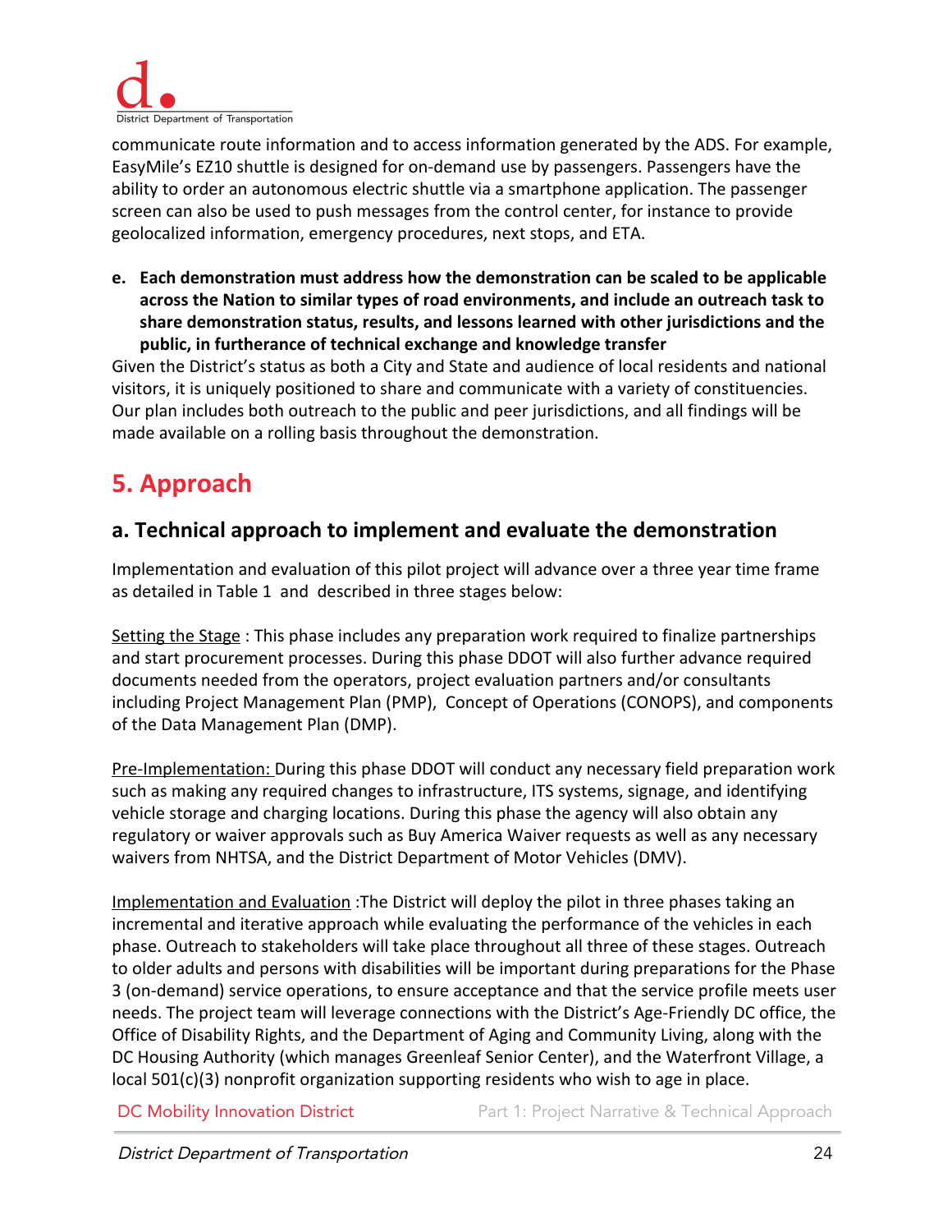communicate route information and to access information generated by the ADS. For example, EasyMile's EZ10 shuttle is designed for on-demand use by passengers. Passengers have the ability to order an autonomous electric shuttle via a smartphone application. The passenger screen can also be used to push messages from the control center, for instance to provide geolocalized information, emergency procedures, next stops, and ETA.

**e. Each demonstration must address how the demonstration can be scaled to be applicable across the Nation to similar types of road environments, and include an outreach task to share demonstration status, results, and lessons learned with other jurisdictions and the public, in furtherance of technical exchange and knowledge transfer**

Given the District's status as both a City and State and audience of local residents and national visitors, it is uniquely positioned to share and communicate with a variety of constituencies. Our plan includes both outreach to the public and peer jurisdictions, and all findings will be made available on a rolling basis throughout the demonstration.

# 5. Approach

## a. Technical approach to implement and evaluate the demonstration

Implementation and evaluation of this pilot project will advance over a three year time frame as detailed in Table 1 and described in three stages below:

Setting the Stage : This phase includes any preparation work required to finalize partnerships and start procurement processes. During this phase DDOT will also further advance required documents needed from the operators, project evaluation partners and/or consultants including Project Management Plan (PMP), Concept of Operations (CONOPS), and components of the Data Management Plan (DMP).

Pre-Implementation: During this phase DDOT will conduct any necessary field preparation work such as making any required changes to infrastructure, ITS systems, signage, and identifying vehicle storage and charging locations. During this phase the agency will also obtain any regulatory or waiver approvals such as Buy America Waiver requests as well as any necessary waivers from NHTSA, and the District Department of Motor Vehicles (DMV).

Implementation and Evaluation :The District will deploy the pilot in three phases taking an incremental and iterative approach while evaluating the performance of the vehicles in each phase. Outreach to stakeholders will take place throughout all three of these stages. Outreach to older adults and persons with disabilities will be important during preparations for the Phase 3 (on-demand) service operations, to ensure acceptance and that the service profile meets user needs. The project team will leverage connections with the District's Age-Friendly DC office, the Office of Disability Rights, and the Department of Aging and Community Living, along with the DC Housing Authority (which manages Greenleaf Senior Center), and the Waterfront Village, a local 501(c)(3) nonprofit organization supporting residents who wish to age in place.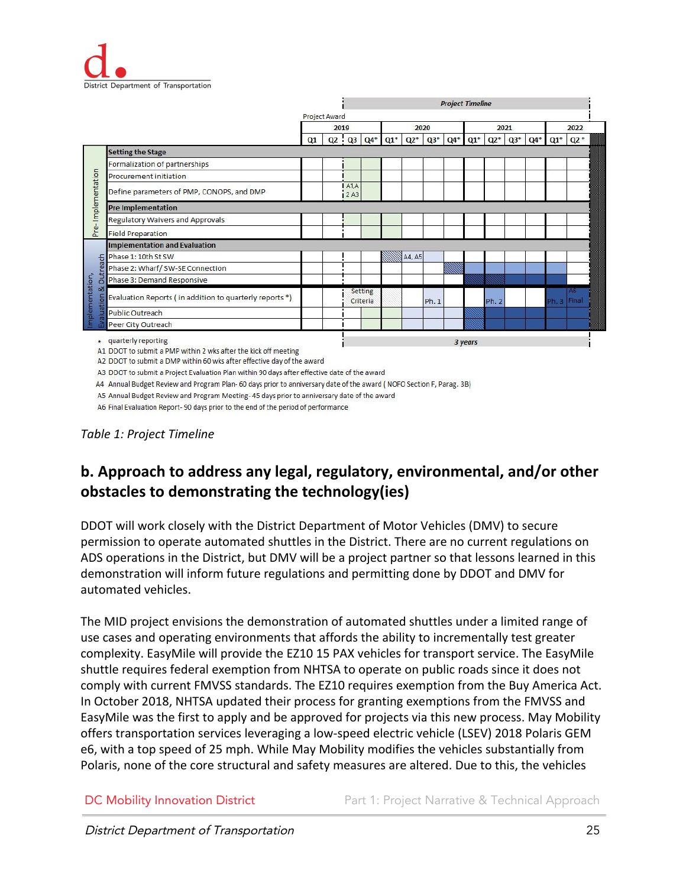| | | Project Award | | | | | | | | | | | | | | |
|---|---|---|---|---|---|---|---|---|---|---|---|---|---|---|---|---|
| | | 2019 | | | | 2020 | | | | 2021 | | | | 2022 | | |
| | | Q1 | Q2 | Q3 | Q4* | Q1* | Q2* | Q3* | Q4* | Q1* | Q2* | Q3* | Q4* | Q1* | Q2* | |
| Pre-Implementation | **Setting the Stage** | | | | | | | | | | | | | | | |
| | Formalization of partnerships | | | | | | | | | | | | | | | |
| | Procurement initiation | | | | | | | | | | | | | | | |
| | Define parameters of PMP, CONOPS, and DMP | | | A1,A2 A3 | | | | | | | | | | | | |
| | **Pre Implementation** | | | | | | | | | | | | | | | |
| | Regulatory Waivers and Approvals | | | | | | | | | | | | | | | |
| | Field Preparation | | | | | | | | | | | | | | | |
| Implementation, Evaluation & Outreach | **Implementation and Evaluation** | | | | | | | | | | | | | | | |
| | Phase 1: 10th St SW | | | | | | A4, A5 | | | | | | | | | |
| | Phase 2: Wharf/ SW-SE Connection | | | | | | | | | | | | | | | |
| | Phase 3: Demand Responsive | | | | | | | | | | | | | | | |
| | Evaluation Reports ( in addition to quarterly reports *) | | | Setting Criteria | | | | Ph. 1 | | | Ph. 2 | | | Ph. 3 | A6 Final | |
| | Public Outreach | | | | | | | | | | | | | | | |
| | Peer City Outreach | | | | | | | | | | | | | | | |

Project Timeline — 3 years

\* quarterly reporting
A1 DDOT to submit a PMP within 2 wks after the kick off meeting
A2 DDOT to submit a DMP within 60 wks after effective day of the award
A3 DDOT to submit a Project Evaluation Plan within 90 days after effective date of the award
A4 Annual Budget Review and Program Plan- 60 days prior to anniversary date of the award ( NOFO Section F, Parag. 3B)
A5 Annual Budget Review and Program Meeting- 45 days prior to anniversary date of the award
A6 Final Evaluation Report- 90 days prior to the end of the period of performance

*Table 1: Project Timeline*

## b. Approach to address any legal, regulatory, environmental, and/or other obstacles to demonstrating the technology(ies)

DDOT will work closely with the District Department of Motor Vehicles (DMV) to secure permission to operate automated shuttles in the District. There are no current regulations on ADS operations in the District, but DMV will be a project partner so that lessons learned in this demonstration will inform future regulations and permitting done by DDOT and DMV for automated vehicles.

The MID project envisions the demonstration of automated shuttles under a limited range of use cases and operating environments that affords the ability to incrementally test greater complexity. EasyMile will provide the EZ10 15 PAX vehicles for transport service. The EasyMile shuttle requires federal exemption from NHTSA to operate on public roads since it does not comply with current FMVSS standards. The EZ10 requires exemption from the Buy America Act. In October 2018, NHTSA updated their process for granting exemptions from the FMVSS and EasyMile was the first to apply and be approved for projects via this new process. May Mobility offers transportation services leveraging a low-speed electric vehicle (LSEV) 2018 Polaris GEM e6, with a top speed of 25 mph. While May Mobility modifies the vehicles substantially from Polaris, none of the core structural and safety measures are altered. Due to this, the vehicles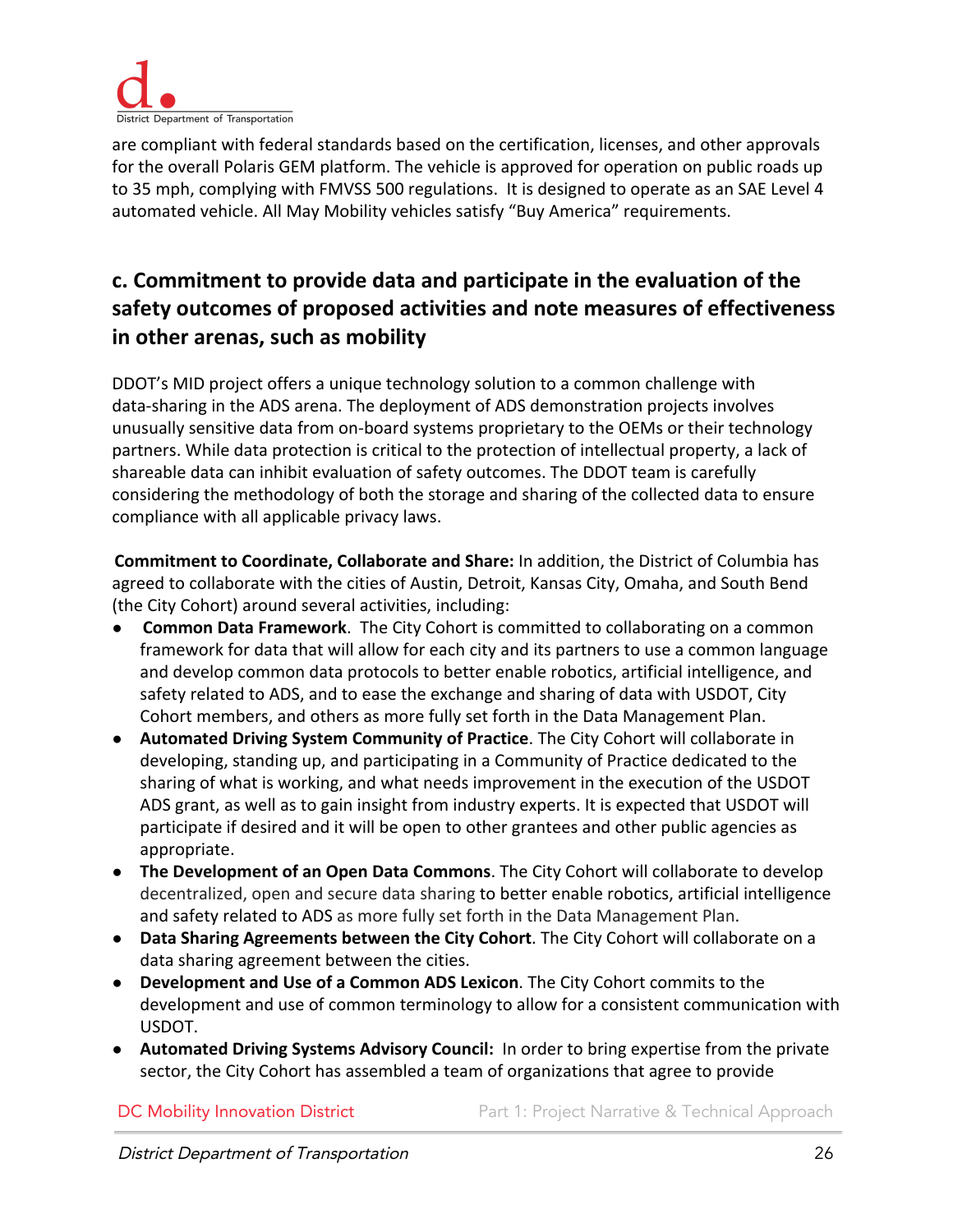are compliant with federal standards based on the certification, licenses, and other approvals for the overall Polaris GEM platform. The vehicle is approved for operation on public roads up to 35 mph, complying with FMVSS 500 regulations. It is designed to operate as an SAE Level 4 automated vehicle. All May Mobility vehicles satisfy "Buy America" requirements.

## c. Commitment to provide data and participate in the evaluation of the safety outcomes of proposed activities and note measures of effectiveness in other arenas, such as mobility

DDOT's MID project offers a unique technology solution to a common challenge with data-sharing in the ADS arena. The deployment of ADS demonstration projects involves unusually sensitive data from on-board systems proprietary to the OEMs or their technology partners. While data protection is critical to the protection of intellectual property, a lack of shareable data can inhibit evaluation of safety outcomes. The DDOT team is carefully considering the methodology of both the storage and sharing of the collected data to ensure compliance with all applicable privacy laws.

**Commitment to Coordinate, Collaborate and Share:** In addition, the District of Columbia has agreed to collaborate with the cities of Austin, Detroit, Kansas City, Omaha, and South Bend (the City Cohort) around several activities, including:

- **Common Data Framework**. The City Cohort is committed to collaborating on a common framework for data that will allow for each city and its partners to use a common language and develop common data protocols to better enable robotics, artificial intelligence, and safety related to ADS, and to ease the exchange and sharing of data with USDOT, City Cohort members, and others as more fully set forth in the Data Management Plan.
- **Automated Driving System Community of Practice**. The City Cohort will collaborate in developing, standing up, and participating in a Community of Practice dedicated to the sharing of what is working, and what needs improvement in the execution of the USDOT ADS grant, as well as to gain insight from industry experts. It is expected that USDOT will participate if desired and it will be open to other grantees and other public agencies as appropriate.
- **The Development of an Open Data Commons**. The City Cohort will collaborate to develop decentralized, open and secure data sharing to better enable robotics, artificial intelligence and safety related to ADS as more fully set forth in the Data Management Plan.
- **Data Sharing Agreements between the City Cohort**. The City Cohort will collaborate on a data sharing agreement between the cities.
- **Development and Use of a Common ADS Lexicon**. The City Cohort commits to the development and use of common terminology to allow for a consistent communication with USDOT.
- **Automated Driving Systems Advisory Council:** In order to bring expertise from the private sector, the City Cohort has assembled a team of organizations that agree to provide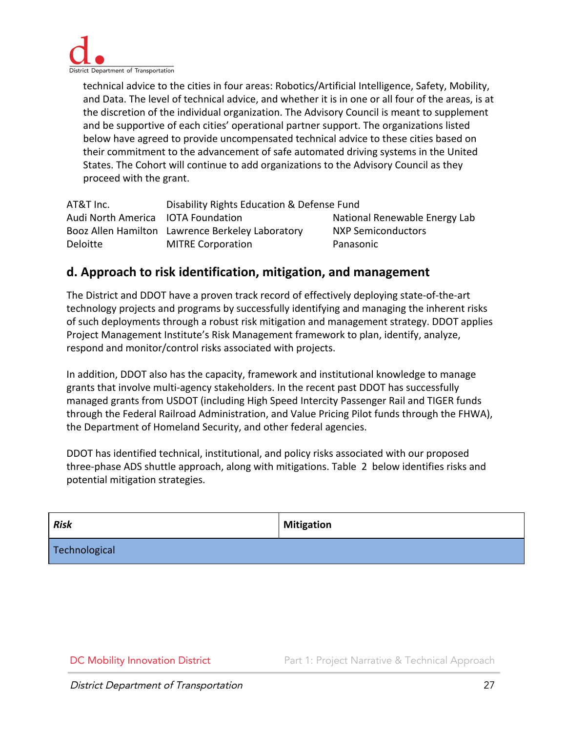technical advice to the cities in four areas: Robotics/Artificial Intelligence, Safety, Mobility, and Data. The level of technical advice, and whether it is in one or all four of the areas, is at the discretion of the individual organization. The Advisory Council is meant to supplement and be supportive of each cities' operational partner support. The organizations listed below have agreed to provide uncompensated technical advice to these cities based on their commitment to the advancement of safe automated driving systems in the United States. The Cohort will continue to add organizations to the Advisory Council as they proceed with the grant.

| | | |
|---|---|---|
| AT&T Inc. | Disability Rights Education & Defense Fund | |
| Audi North America | IOTA Foundation | National Renewable Energy Lab |
| Booz Allen Hamilton | Lawrence Berkeley Laboratory | NXP Semiconductors |
| Deloitte | MITRE Corporation | Panasonic |

## d. Approach to risk identification, mitigation, and management

The District and DDOT have a proven track record of effectively deploying state-of-the-art technology projects and programs by successfully identifying and managing the inherent risks of such deployments through a robust risk mitigation and management strategy. DDOT applies Project Management Institute's Risk Management framework to plan, identify, analyze, respond and monitor/control risks associated with projects.

In addition, DDOT also has the capacity, framework and institutional knowledge to manage grants that involve multi-agency stakeholders. In the recent past DDOT has successfully managed grants from USDOT (including High Speed Intercity Passenger Rail and TIGER funds through the Federal Railroad Administration, and Value Pricing Pilot funds through the FHWA), the Department of Homeland Security, and other federal agencies.

DDOT has identified technical, institutional, and policy risks associated with our proposed three-phase ADS shuttle approach, along with mitigations. Table 2 below identifies risks and potential mitigation strategies.

| ***Risk*** | **Mitigation** |
|---|---|
| Technological | |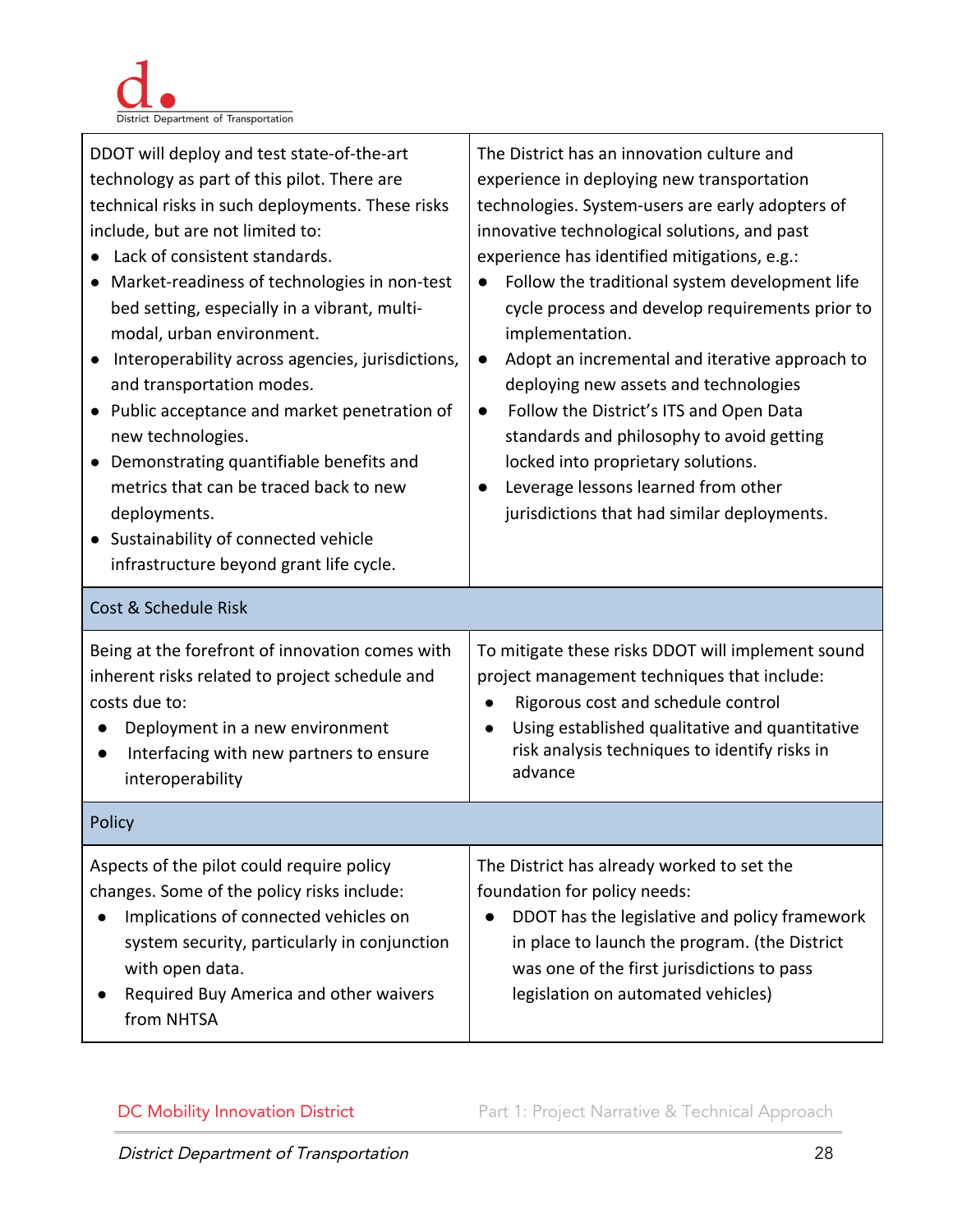| | |
|---|---|
| DDOT will deploy and test state-of-the-art technology as part of this pilot. There are technical risks in such deployments. These risks include, but are not limited to:<br>● Lack of consistent standards.<br>● Market-readiness of technologies in non-test bed setting, especially in a vibrant, multi-modal, urban environment.<br>● Interoperability across agencies, jurisdictions, and transportation modes.<br>● Public acceptance and market penetration of new technologies.<br>● Demonstrating quantifiable benefits and metrics that can be traced back to new deployments.<br>● Sustainability of connected vehicle infrastructure beyond grant life cycle. | The District has an innovation culture and experience in deploying new transportation technologies. System-users are early adopters of innovative technological solutions, and past experience has identified mitigations, e.g.:<br>● Follow the traditional system development life cycle process and develop requirements prior to implementation.<br>● Adopt an incremental and iterative approach to deploying new assets and technologies<br>● Follow the District's ITS and Open Data standards and philosophy to avoid getting locked into proprietary solutions.<br>● Leverage lessons learned from other jurisdictions that had similar deployments. |
| **Cost & Schedule Risk** | |
| Being at the forefront of innovation comes with inherent risks related to project schedule and costs due to:<br>● Deployment in a new environment<br>● Interfacing with new partners to ensure interoperability | To mitigate these risks DDOT will implement sound project management techniques that include:<br>● Rigorous cost and schedule control<br>● Using established qualitative and quantitative risk analysis techniques to identify risks in advance |
| **Policy** | |
| Aspects of the pilot could require policy changes. Some of the policy risks include:<br>● Implications of connected vehicles on system security, particularly in conjunction with open data.<br>● Required Buy America and other waivers from NHTSA | The District has already worked to set the foundation for policy needs:<br>● DDOT has the legislative and policy framework in place to launch the program. (the District was one of the first jurisdictions to pass legislation on automated vehicles) |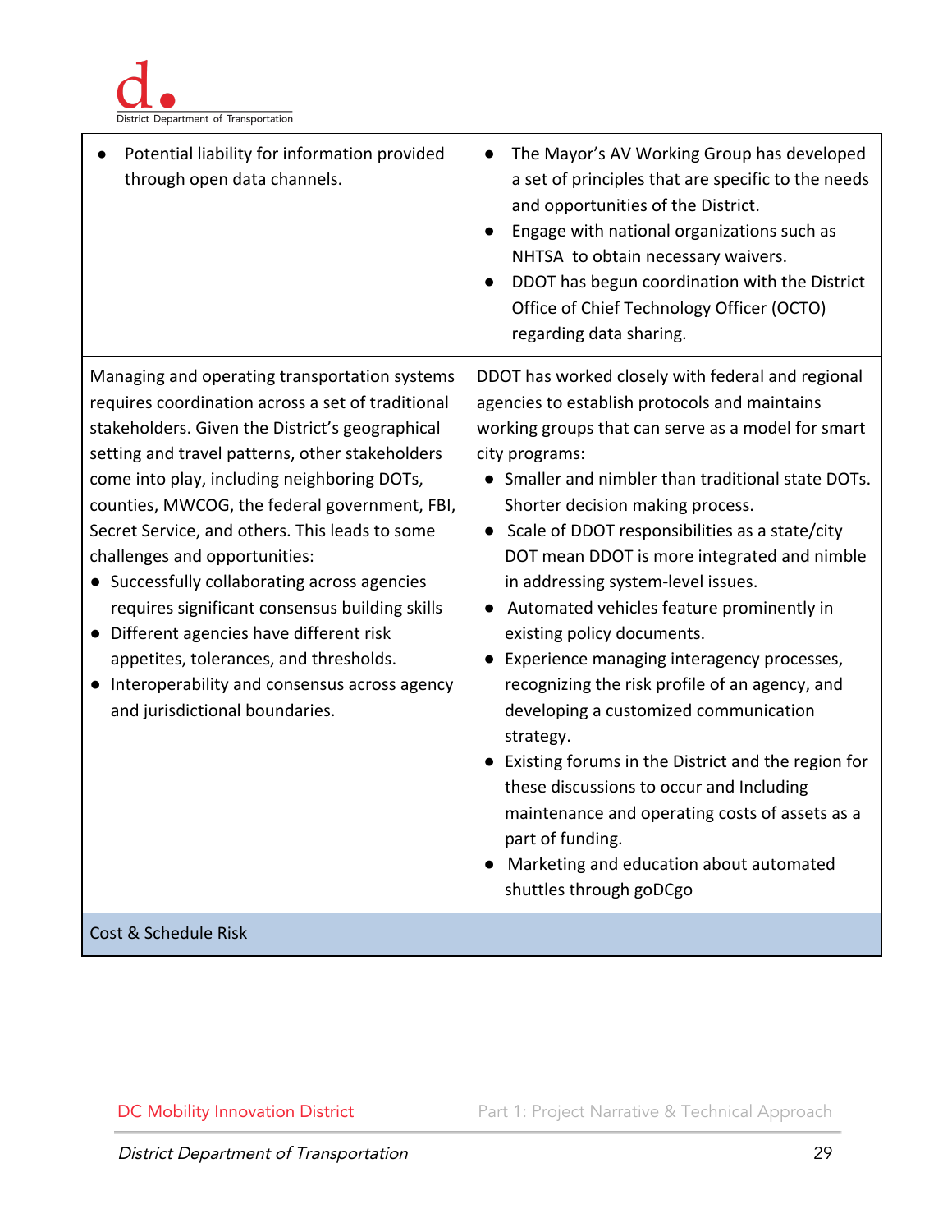| | |
|---|---|
| • Potential liability for information provided through open data channels. | • The Mayor's AV Working Group has developed a set of principles that are specific to the needs and opportunities of the District.<br>• Engage with national organizations such as NHTSA to obtain necessary waivers.<br>• DDOT has begun coordination with the District Office of Chief Technology Officer (OCTO) regarding data sharing. |
| Managing and operating transportation systems requires coordination across a set of traditional stakeholders. Given the District's geographical setting and travel patterns, other stakeholders come into play, including neighboring DOTs, counties, MWCOG, the federal government, FBI, Secret Service, and others. This leads to some challenges and opportunities:<br>• Successfully collaborating across agencies requires significant consensus building skills<br>• Different agencies have different risk appetites, tolerances, and thresholds.<br>• Interoperability and consensus across agency and jurisdictional boundaries. | DDOT has worked closely with federal and regional agencies to establish protocols and maintains working groups that can serve as a model for smart city programs:<br>• Smaller and nimbler than traditional state DOTs. Shorter decision making process.<br>• Scale of DDOT responsibilities as a state/city DOT mean DDOT is more integrated and nimble in addressing system-level issues.<br>• Automated vehicles feature prominently in existing policy documents.<br>• Experience managing interagency processes, recognizing the risk profile of an agency, and developing a customized communication strategy.<br>• Existing forums in the District and the region for these discussions to occur and Including maintenance and operating costs of assets as a part of funding.<br>• Marketing and education about automated shuttles through goDCgo |
| **Cost & Schedule Risk** | |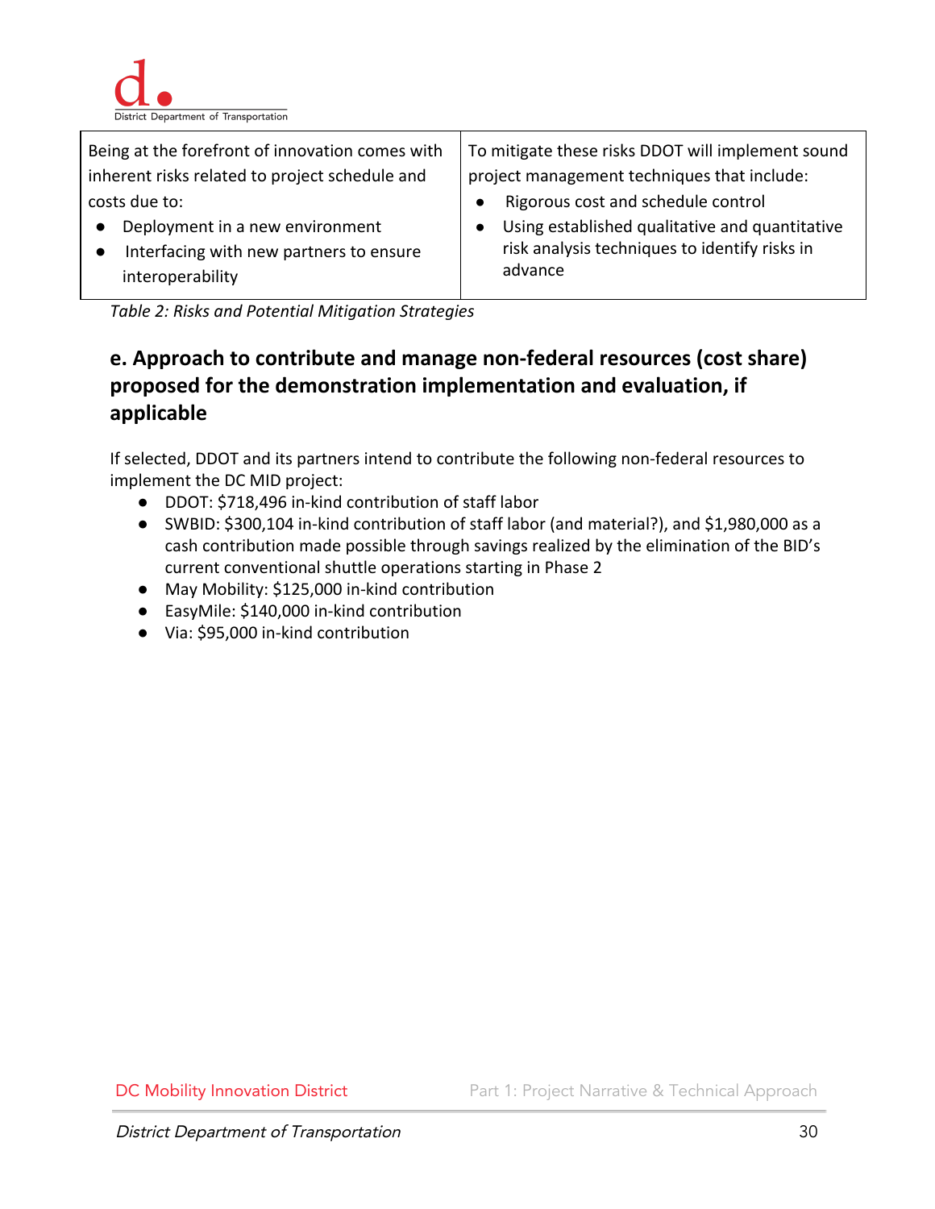| | |
|---|---|
| Being at the forefront of innovation comes with inherent risks related to project schedule and costs due to:<br>● Deployment in a new environment<br>● Interfacing with new partners to ensure interoperability | To mitigate these risks DDOT will implement sound project management techniques that include:<br>● Rigorous cost and schedule control<br>● Using established qualitative and quantitative risk analysis techniques to identify risks in advance |

*Table 2: Risks and Potential Mitigation Strategies*

## e. Approach to contribute and manage non-federal resources (cost share) proposed for the demonstration implementation and evaluation, if applicable

If selected, DDOT and its partners intend to contribute the following non-federal resources to implement the DC MID project:

- DDOT: $718,496 in-kind contribution of staff labor
- SWBID: $300,104 in-kind contribution of staff labor (and material?), and $1,980,000 as a cash contribution made possible through savings realized by the elimination of the BID's current conventional shuttle operations starting in Phase 2
- May Mobility: $125,000 in-kind contribution
- EasyMile: $140,000 in-kind contribution
- Via: $95,000 in-kind contribution